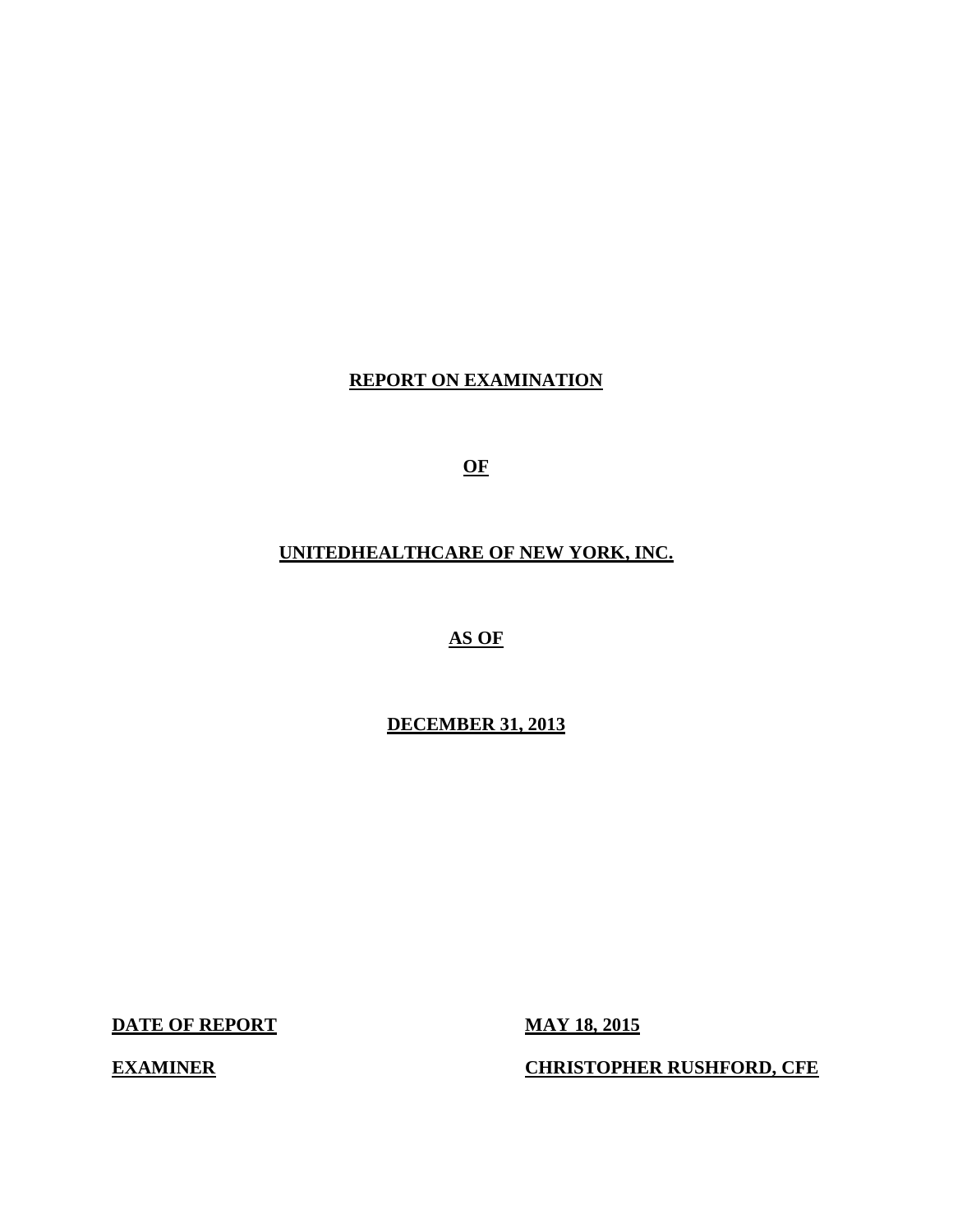# REPORT ON EXAMINATION

# OF

# UNITEDHEALTHCARE OF NEW YORK, INC.

# AS OF

# DECEMBER 31, 2013

**DATE OF REPORT** **MAY 18, 2015**

**EXAMINER** **CHRISTOPHER RUSHFORD, CFE**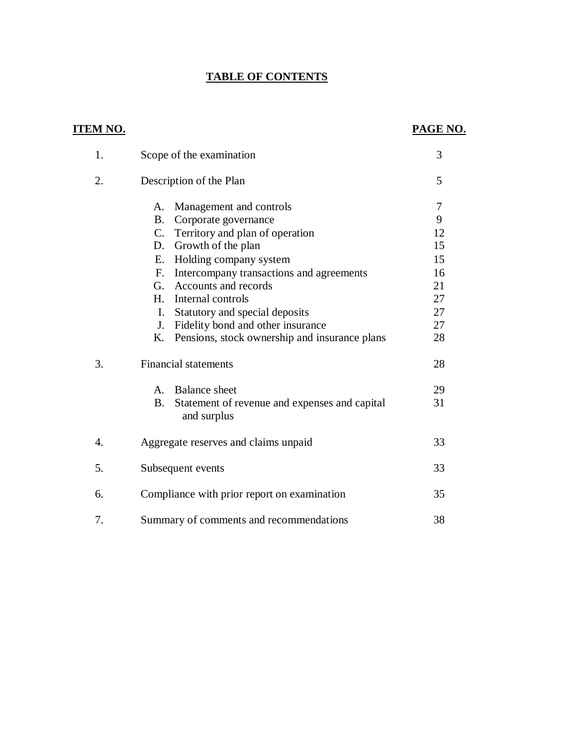# TABLE OF CONTENTS

| ITEM NO. | | PAGE NO. |
|---|---|---|
| 1. | Scope of the examination | 3 |
| 2. | Description of the Plan | 5 |
| | A. Management and controls | 7 |
| | B. Corporate governance | 9 |
| | C. Territory and plan of operation | 12 |
| | D. Growth of the plan | 15 |
| | E. Holding company system | 15 |
| | F. Intercompany transactions and agreements | 16 |
| | G. Accounts and records | 21 |
| | H. Internal controls | 27 |
| | I. Statutory and special deposits | 27 |
| | J. Fidelity bond and other insurance | 27 |
| | K. Pensions, stock ownership and insurance plans | 28 |
| 3. | Financial statements | 28 |
| | A. Balance sheet | 29 |
| | B. Statement of revenue and expenses and capital and surplus | 31 |
| 4. | Aggregate reserves and claims unpaid | 33 |
| 5. | Subsequent events | 33 |
| 6. | Compliance with prior report on examination | 35 |
| 7. | Summary of comments and recommendations | 38 |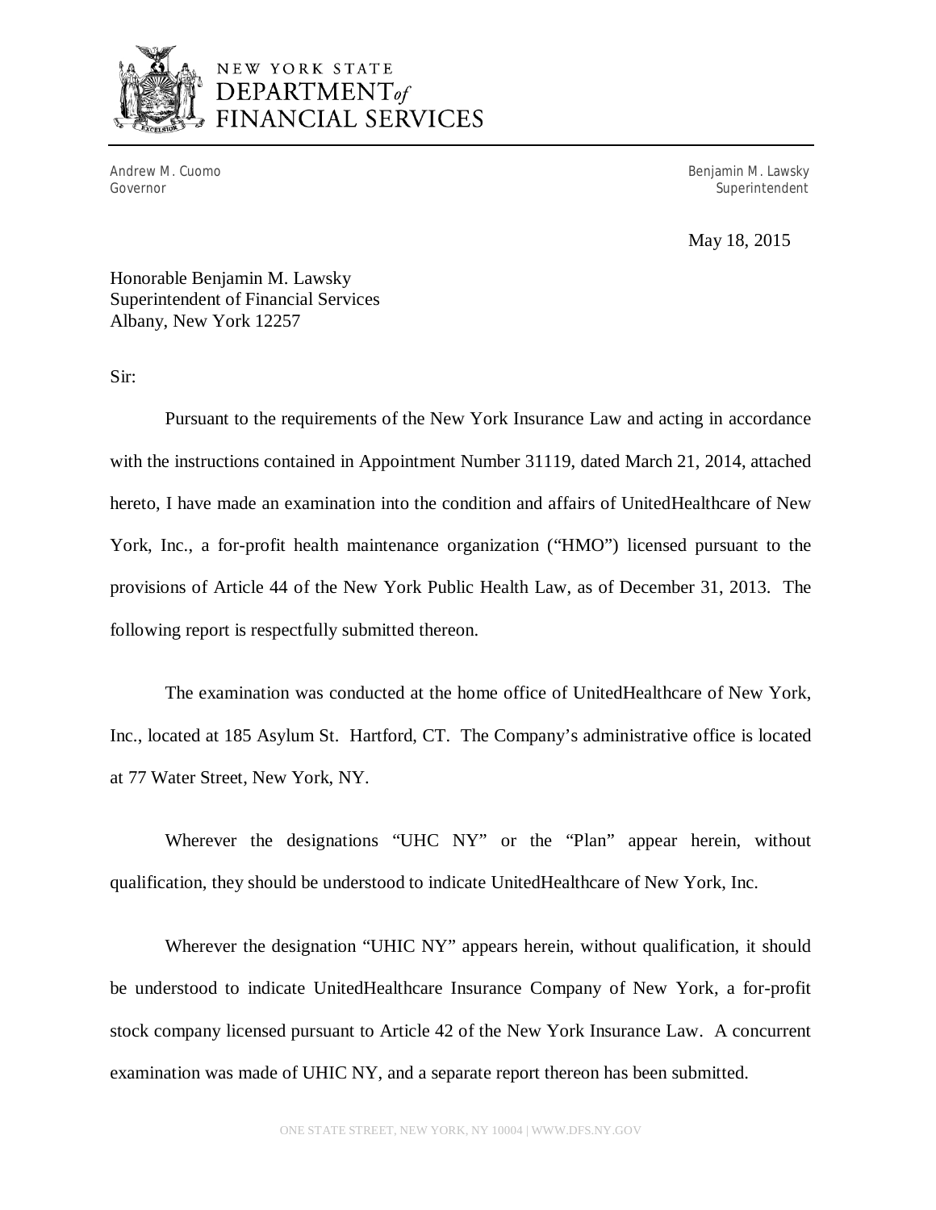NEW YORK STATE
DEPARTMENT*of*
FINANCIAL SERVICES

Andrew M. Cuomo
Governor

Benjamin M. Lawsky
Superintendent

May 18, 2015

Honorable Benjamin M. Lawsky
Superintendent of Financial Services
Albany, New York 12257

Sir:

Pursuant to the requirements of the New York Insurance Law and acting in accordance with the instructions contained in Appointment Number 31119, dated March 21, 2014, attached hereto, I have made an examination into the condition and affairs of UnitedHealthcare of New York, Inc., a for-profit health maintenance organization ("HMO") licensed pursuant to the provisions of Article 44 of the New York Public Health Law, as of December 31, 2013. The following report is respectfully submitted thereon.

The examination was conducted at the home office of UnitedHealthcare of New York, Inc., located at 185 Asylum St. Hartford, CT. The Company's administrative office is located at 77 Water Street, New York, NY.

Wherever the designations "UHC NY" or the "Plan" appear herein, without qualification, they should be understood to indicate UnitedHealthcare of New York, Inc.

Wherever the designation "UHIC NY" appears herein, without qualification, it should be understood to indicate UnitedHealthcare Insurance Company of New York, a for-profit stock company licensed pursuant to Article 42 of the New York Insurance Law. A concurrent examination was made of UHIC NY, and a separate report thereon has been submitted.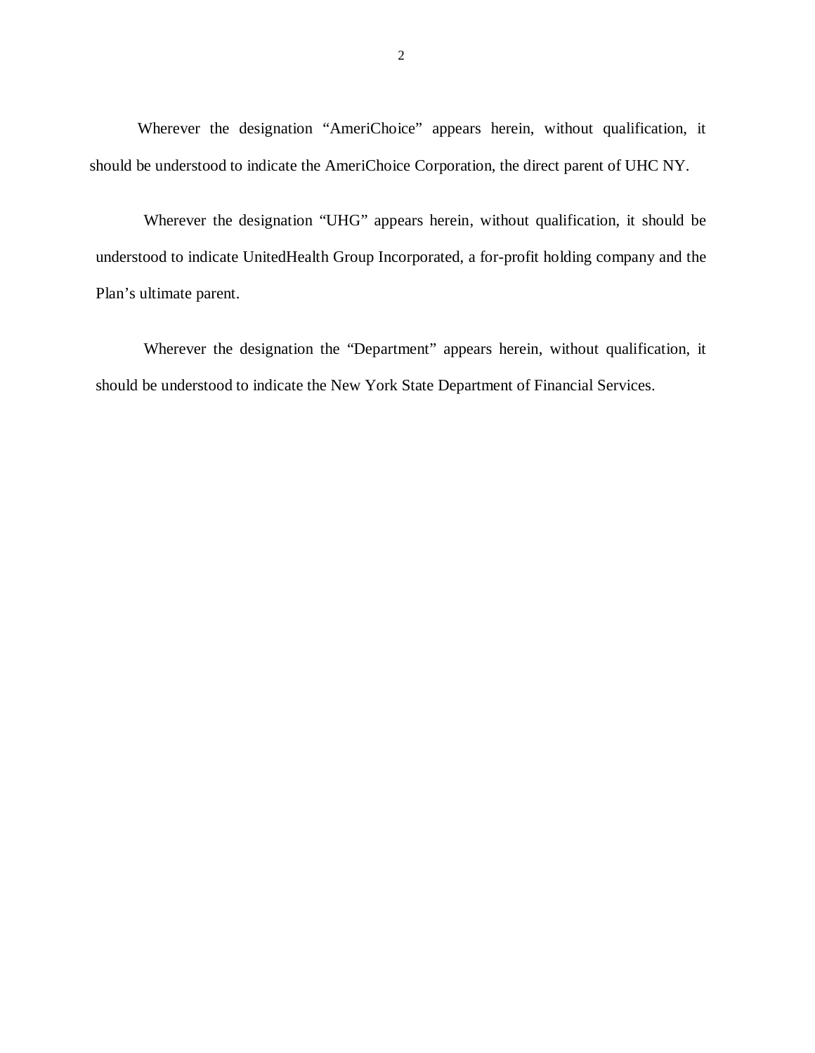Wherever the designation “AmeriChoice” appears herein, without qualification, it should be understood to indicate the AmeriChoice Corporation, the direct parent of UHC NY.

Wherever the designation “UHG” appears herein, without qualification, it should be understood to indicate UnitedHealth Group Incorporated, a for-profit holding company and the Plan’s ultimate parent.

Wherever the designation the “Department” appears herein, without qualification, it should be understood to indicate the New York State Department of Financial Services.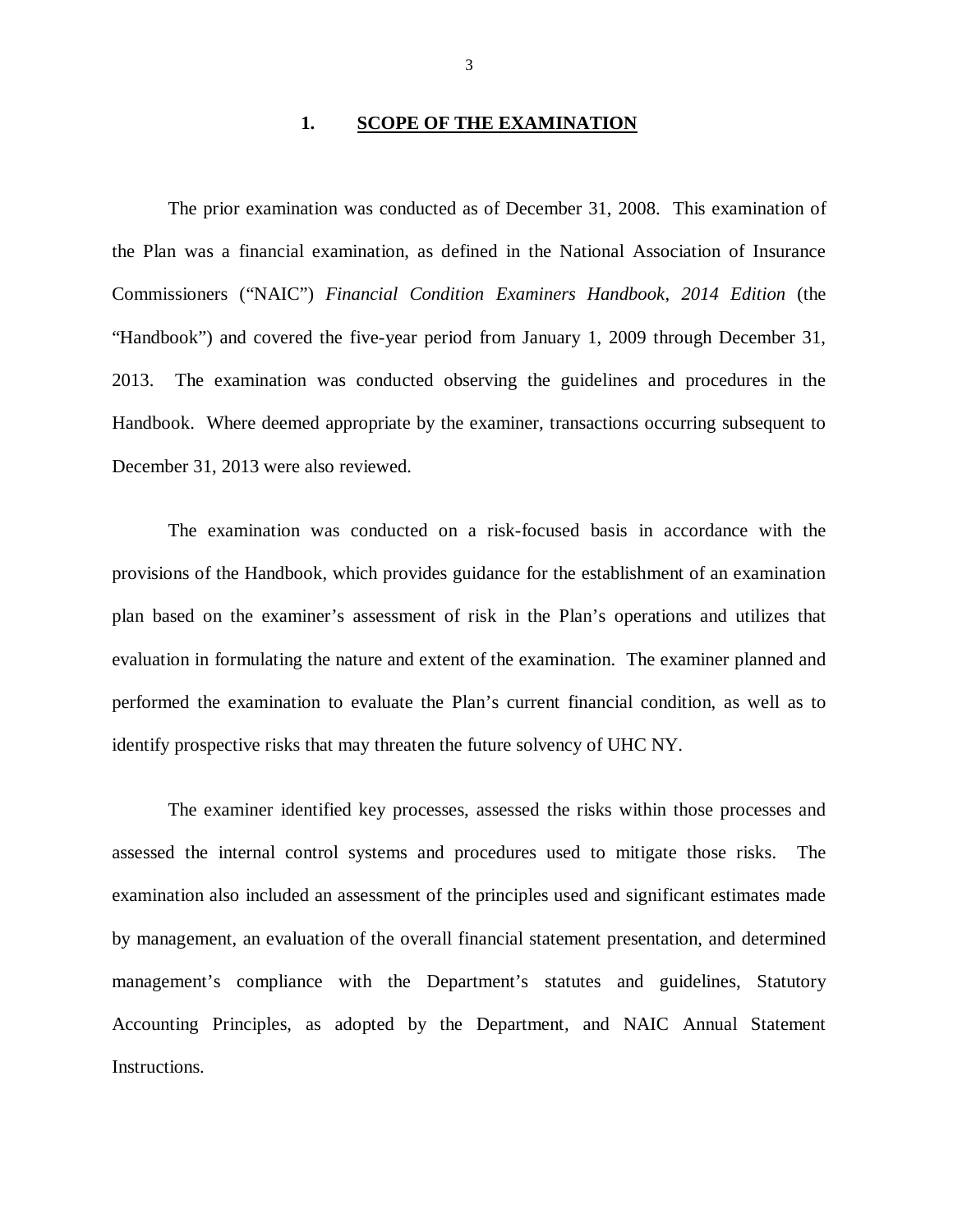## 1. SCOPE OF THE EXAMINATION

The prior examination was conducted as of December 31, 2008. This examination of the Plan was a financial examination, as defined in the National Association of Insurance Commissioners ("NAIC") *Financial Condition Examiners Handbook, 2014 Edition* (the "Handbook") and covered the five-year period from January 1, 2009 through December 31, 2013. The examination was conducted observing the guidelines and procedures in the Handbook. Where deemed appropriate by the examiner, transactions occurring subsequent to December 31, 2013 were also reviewed.

The examination was conducted on a risk-focused basis in accordance with the provisions of the Handbook, which provides guidance for the establishment of an examination plan based on the examiner's assessment of risk in the Plan's operations and utilizes that evaluation in formulating the nature and extent of the examination. The examiner planned and performed the examination to evaluate the Plan's current financial condition, as well as to identify prospective risks that may threaten the future solvency of UHC NY.

The examiner identified key processes, assessed the risks within those processes and assessed the internal control systems and procedures used to mitigate those risks. The examination also included an assessment of the principles used and significant estimates made by management, an evaluation of the overall financial statement presentation, and determined management's compliance with the Department's statutes and guidelines, Statutory Accounting Principles, as adopted by the Department, and NAIC Annual Statement Instructions.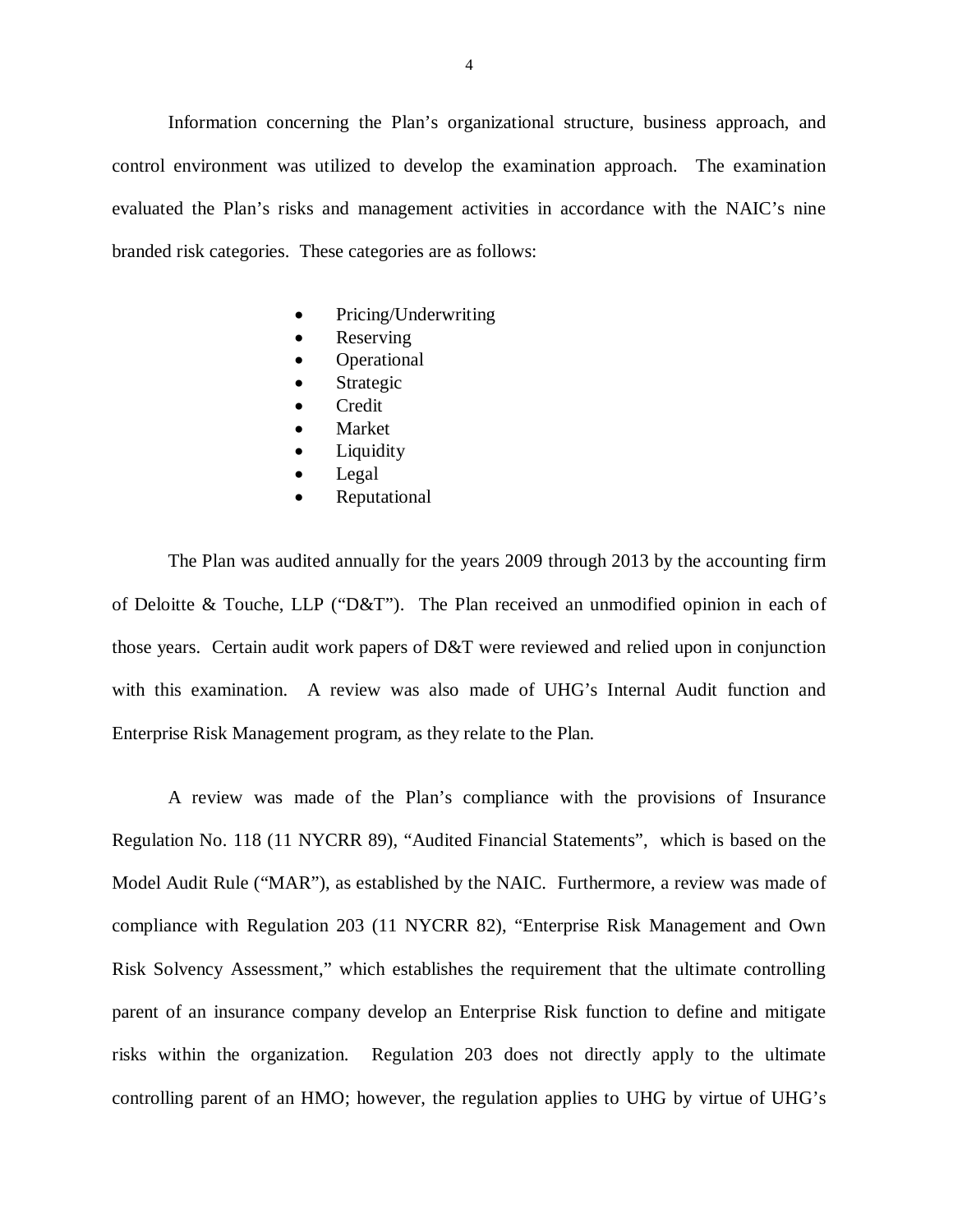Information concerning the Plan's organizational structure, business approach, and control environment was utilized to develop the examination approach. The examination evaluated the Plan's risks and management activities in accordance with the NAIC's nine branded risk categories. These categories are as follows:

- Pricing/Underwriting
- Reserving
- Operational
- Strategic
- Credit
- Market
- Liquidity
- Legal
- Reputational

The Plan was audited annually for the years 2009 through 2013 by the accounting firm of Deloitte & Touche, LLP ("D&T"). The Plan received an unmodified opinion in each of those years. Certain audit work papers of D&T were reviewed and relied upon in conjunction with this examination. A review was also made of UHG's Internal Audit function and Enterprise Risk Management program, as they relate to the Plan.

A review was made of the Plan's compliance with the provisions of Insurance Regulation No. 118 (11 NYCRR 89), "Audited Financial Statements", which is based on the Model Audit Rule ("MAR"), as established by the NAIC. Furthermore, a review was made of compliance with Regulation 203 (11 NYCRR 82), "Enterprise Risk Management and Own Risk Solvency Assessment," which establishes the requirement that the ultimate controlling parent of an insurance company develop an Enterprise Risk function to define and mitigate risks within the organization. Regulation 203 does not directly apply to the ultimate controlling parent of an HMO; however, the regulation applies to UHG by virtue of UHG's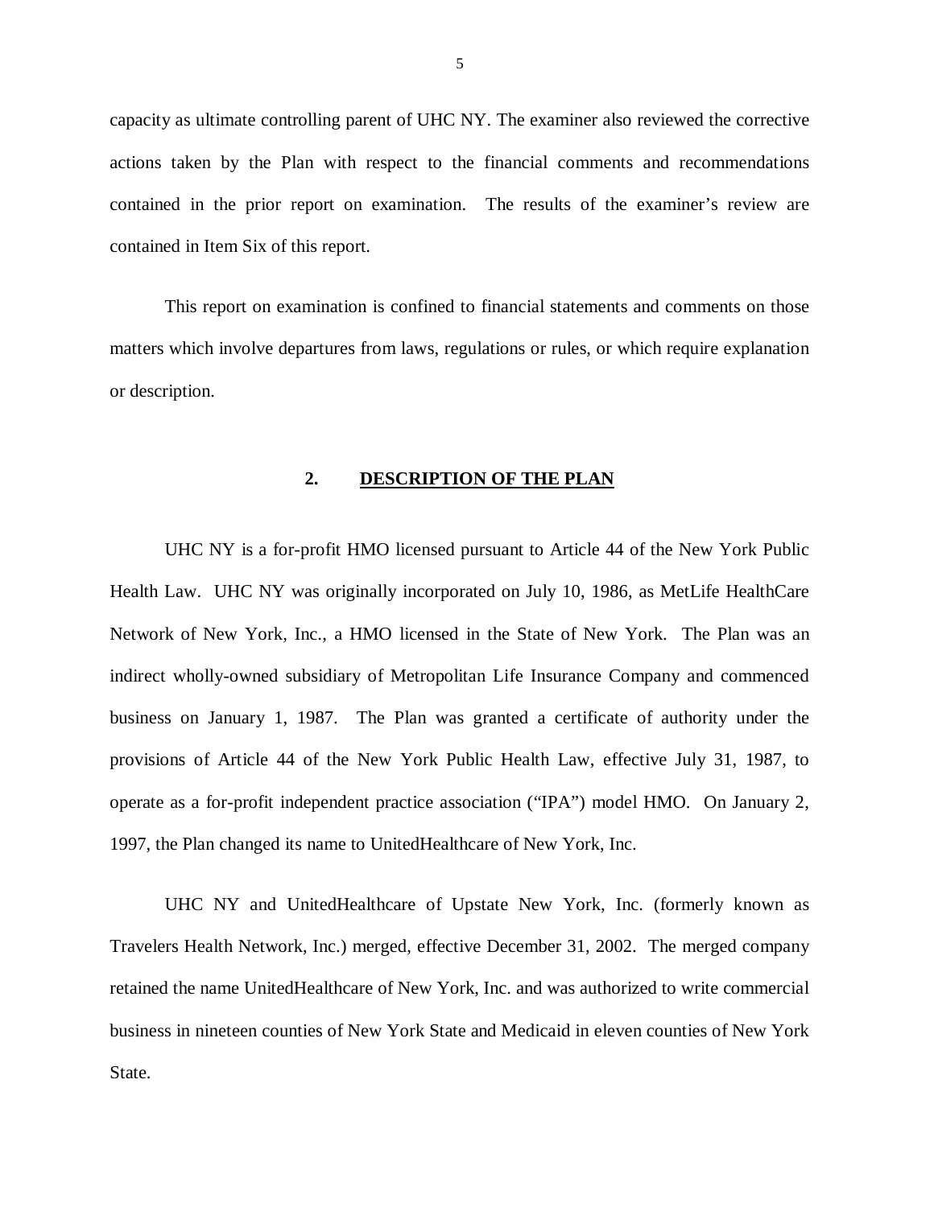capacity as ultimate controlling parent of UHC NY. The examiner also reviewed the corrective actions taken by the Plan with respect to the financial comments and recommendations contained in the prior report on examination. The results of the examiner's review are contained in Item Six of this report.

This report on examination is confined to financial statements and comments on those matters which involve departures from laws, regulations or rules, or which require explanation or description.

## 2. DESCRIPTION OF THE PLAN

UHC NY is a for-profit HMO licensed pursuant to Article 44 of the New York Public Health Law. UHC NY was originally incorporated on July 10, 1986, as MetLife HealthCare Network of New York, Inc., a HMO licensed in the State of New York. The Plan was an indirect wholly-owned subsidiary of Metropolitan Life Insurance Company and commenced business on January 1, 1987. The Plan was granted a certificate of authority under the provisions of Article 44 of the New York Public Health Law, effective July 31, 1987, to operate as a for-profit independent practice association ("IPA") model HMO. On January 2, 1997, the Plan changed its name to UnitedHealthcare of New York, Inc.

UHC NY and UnitedHealthcare of Upstate New York, Inc. (formerly known as Travelers Health Network, Inc.) merged, effective December 31, 2002. The merged company retained the name UnitedHealthcare of New York, Inc. and was authorized to write commercial business in nineteen counties of New York State and Medicaid in eleven counties of New York State.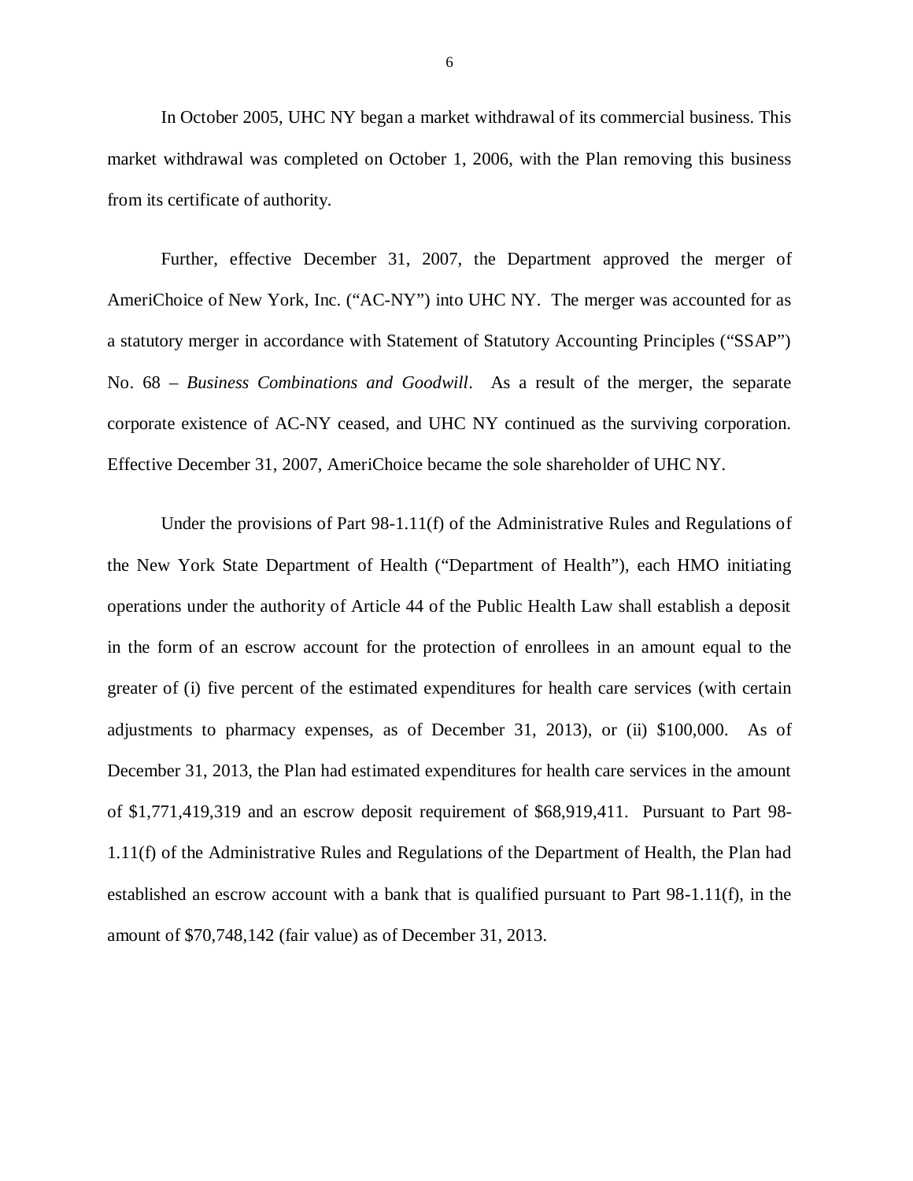In October 2005, UHC NY began a market withdrawal of its commercial business. This market withdrawal was completed on October 1, 2006, with the Plan removing this business from its certificate of authority.

Further, effective December 31, 2007, the Department approved the merger of AmeriChoice of New York, Inc. ("AC-NY") into UHC NY. The merger was accounted for as a statutory merger in accordance with Statement of Statutory Accounting Principles ("SSAP") No. 68 – *Business Combinations and Goodwill*. As a result of the merger, the separate corporate existence of AC-NY ceased, and UHC NY continued as the surviving corporation. Effective December 31, 2007, AmeriChoice became the sole shareholder of UHC NY.

Under the provisions of Part 98-1.11(f) of the Administrative Rules and Regulations of the New York State Department of Health ("Department of Health"), each HMO initiating operations under the authority of Article 44 of the Public Health Law shall establish a deposit in the form of an escrow account for the protection of enrollees in an amount equal to the greater of (i) five percent of the estimated expenditures for health care services (with certain adjustments to pharmacy expenses, as of December 31, 2013), or (ii) $100,000. As of December 31, 2013, the Plan had estimated expenditures for health care services in the amount of $1,771,419,319 and an escrow deposit requirement of $68,919,411. Pursuant to Part 98-1.11(f) of the Administrative Rules and Regulations of the Department of Health, the Plan had established an escrow account with a bank that is qualified pursuant to Part 98-1.11(f), in the amount of $70,748,142 (fair value) as of December 31, 2013.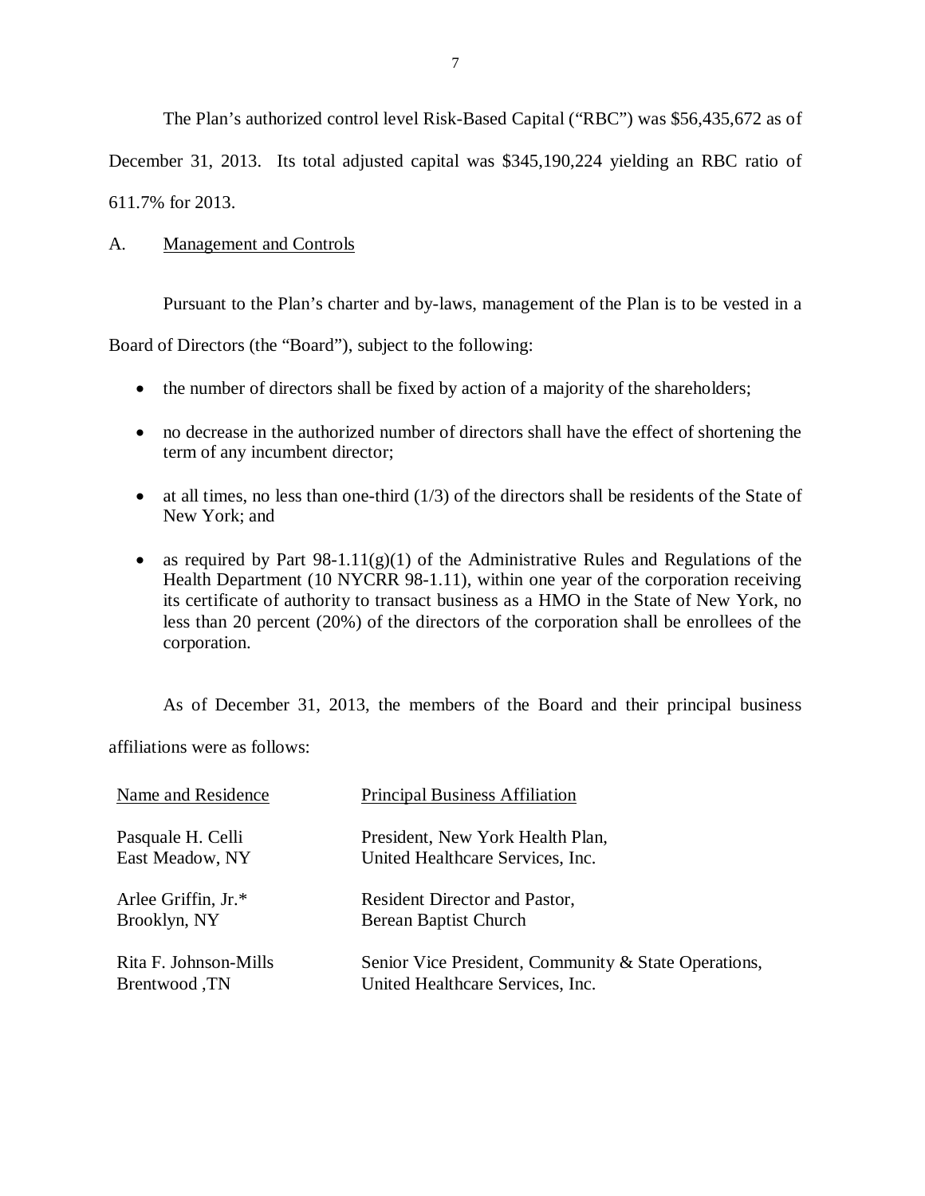The Plan's authorized control level Risk-Based Capital ("RBC") was $56,435,672 as of December 31, 2013. Its total adjusted capital was $345,190,224 yielding an RBC ratio of 611.7% for 2013.

A. Management and Controls

Pursuant to the Plan's charter and by-laws, management of the Plan is to be vested in a Board of Directors (the "Board"), subject to the following:

- the number of directors shall be fixed by action of a majority of the shareholders;
- no decrease in the authorized number of directors shall have the effect of shortening the term of any incumbent director;
- at all times, no less than one-third (1/3) of the directors shall be residents of the State of New York; and
- as required by Part 98-1.11(g)(1) of the Administrative Rules and Regulations of the Health Department (10 NYCRR 98-1.11), within one year of the corporation receiving its certificate of authority to transact business as a HMO in the State of New York, no less than 20 percent (20%) of the directors of the corporation shall be enrollees of the corporation.

As of December 31, 2013, the members of the Board and their principal business affiliations were as follows:

| Name and Residence | Principal Business Affiliation |
|---|---|
| Pasquale H. Celli<br>East Meadow, NY | President, New York Health Plan,<br>United Healthcare Services, Inc. |
| Arlee Griffin, Jr.*<br>Brooklyn, NY | Resident Director and Pastor,<br>Berean Baptist Church |
| Rita F. Johnson-Mills<br>Brentwood ,TN | Senior Vice President, Community & State Operations,<br>United Healthcare Services, Inc. |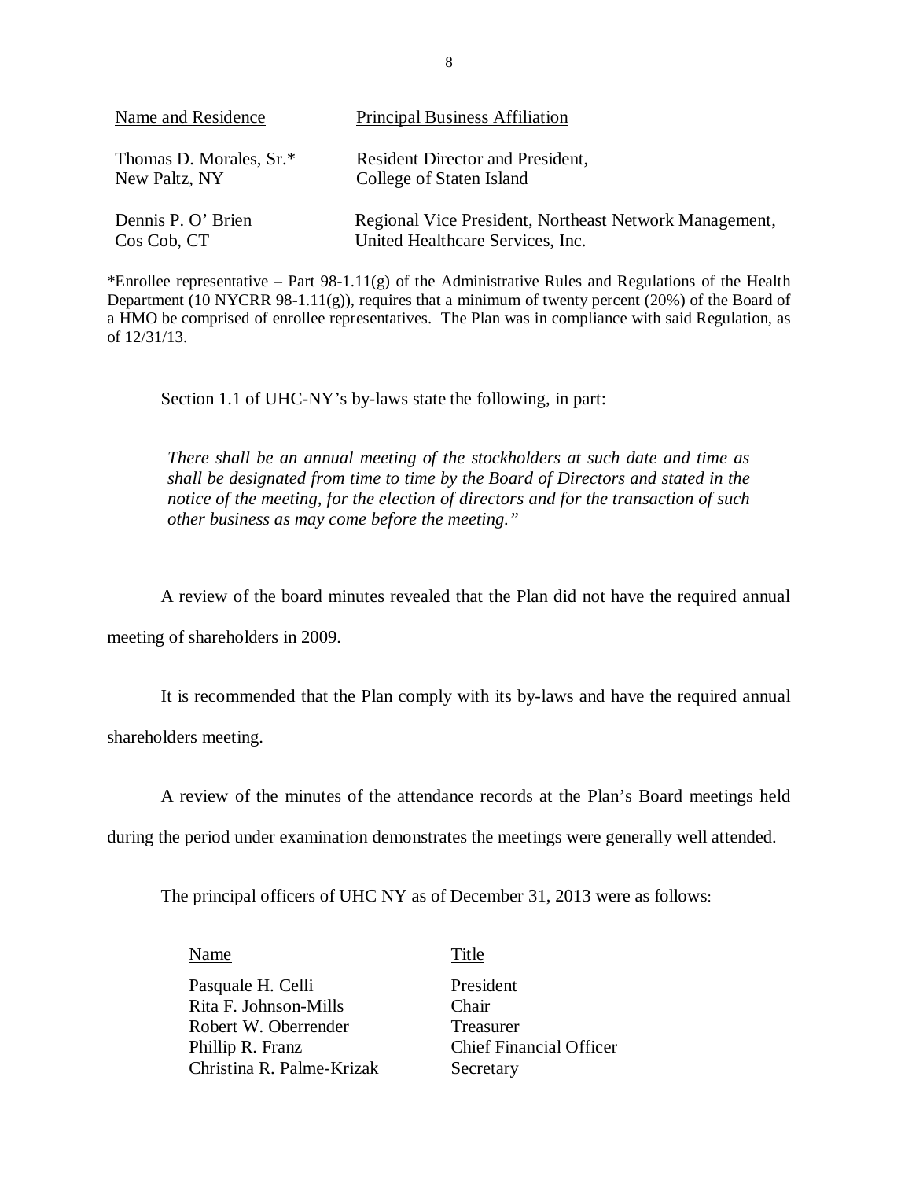| Name and Residence | Principal Business Affiliation |
| --- | --- |
| Thomas D. Morales, Sr.* New Paltz, NY | Resident Director and President, College of Staten Island |
| Dennis P. O' Brien Cos Cob, CT | Regional Vice President, Northeast Network Management, United Healthcare Services, Inc. |

*Enrollee representative – Part 98-1.11(g) of the Administrative Rules and Regulations of the Health Department (10 NYCRR 98-1.11(g)), requires that a minimum of twenty percent (20%) of the Board of a HMO be comprised of enrollee representatives. The Plan was in compliance with said Regulation, as of 12/31/13.

Section 1.1 of UHC-NY's by-laws state the following, in part:

> *There shall be an annual meeting of the stockholders at such date and time as shall be designated from time to time by the Board of Directors and stated in the notice of the meeting, for the election of directors and for the transaction of such other business as may come before the meeting."*

A review of the board minutes revealed that the Plan did not have the required annual meeting of shareholders in 2009.

It is recommended that the Plan comply with its by-laws and have the required annual shareholders meeting.

A review of the minutes of the attendance records at the Plan's Board meetings held during the period under examination demonstrates the meetings were generally well attended.

The principal officers of UHC NY as of December 31, 2013 were as follows:

| Name | Title |
| --- | --- |
| Pasquale H. Celli | President |
| Rita F. Johnson-Mills | Chair |
| Robert W. Oberrender | Treasurer |
| Phillip R. Franz | Chief Financial Officer |
| Christina R. Palme-Krizak | Secretary |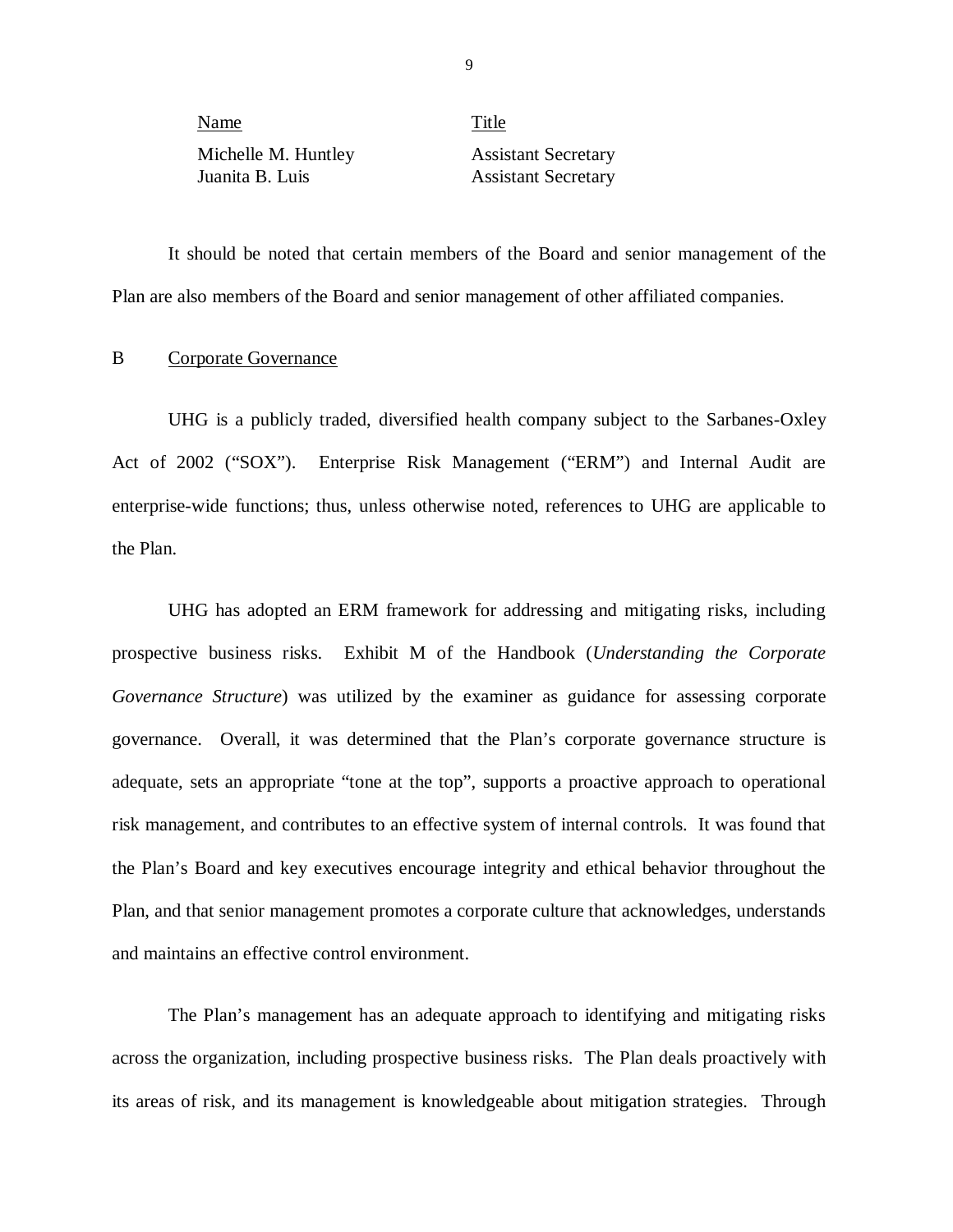| Name | Title |
| --- | --- |
| Michelle M. Huntley | Assistant Secretary |
| Juanita B. Luis | Assistant Secretary |

It should be noted that certain members of the Board and senior management of the Plan are also members of the Board and senior management of other affiliated companies.

## B Corporate Governance

UHG is a publicly traded, diversified health company subject to the Sarbanes-Oxley Act of 2002 ("SOX"). Enterprise Risk Management ("ERM") and Internal Audit are enterprise-wide functions; thus, unless otherwise noted, references to UHG are applicable to the Plan.

UHG has adopted an ERM framework for addressing and mitigating risks, including prospective business risks. Exhibit M of the Handbook (*Understanding the Corporate Governance Structure*) was utilized by the examiner as guidance for assessing corporate governance. Overall, it was determined that the Plan's corporate governance structure is adequate, sets an appropriate "tone at the top", supports a proactive approach to operational risk management, and contributes to an effective system of internal controls. It was found that the Plan's Board and key executives encourage integrity and ethical behavior throughout the Plan, and that senior management promotes a corporate culture that acknowledges, understands and maintains an effective control environment.

The Plan's management has an adequate approach to identifying and mitigating risks across the organization, including prospective business risks. The Plan deals proactively with its areas of risk, and its management is knowledgeable about mitigation strategies. Through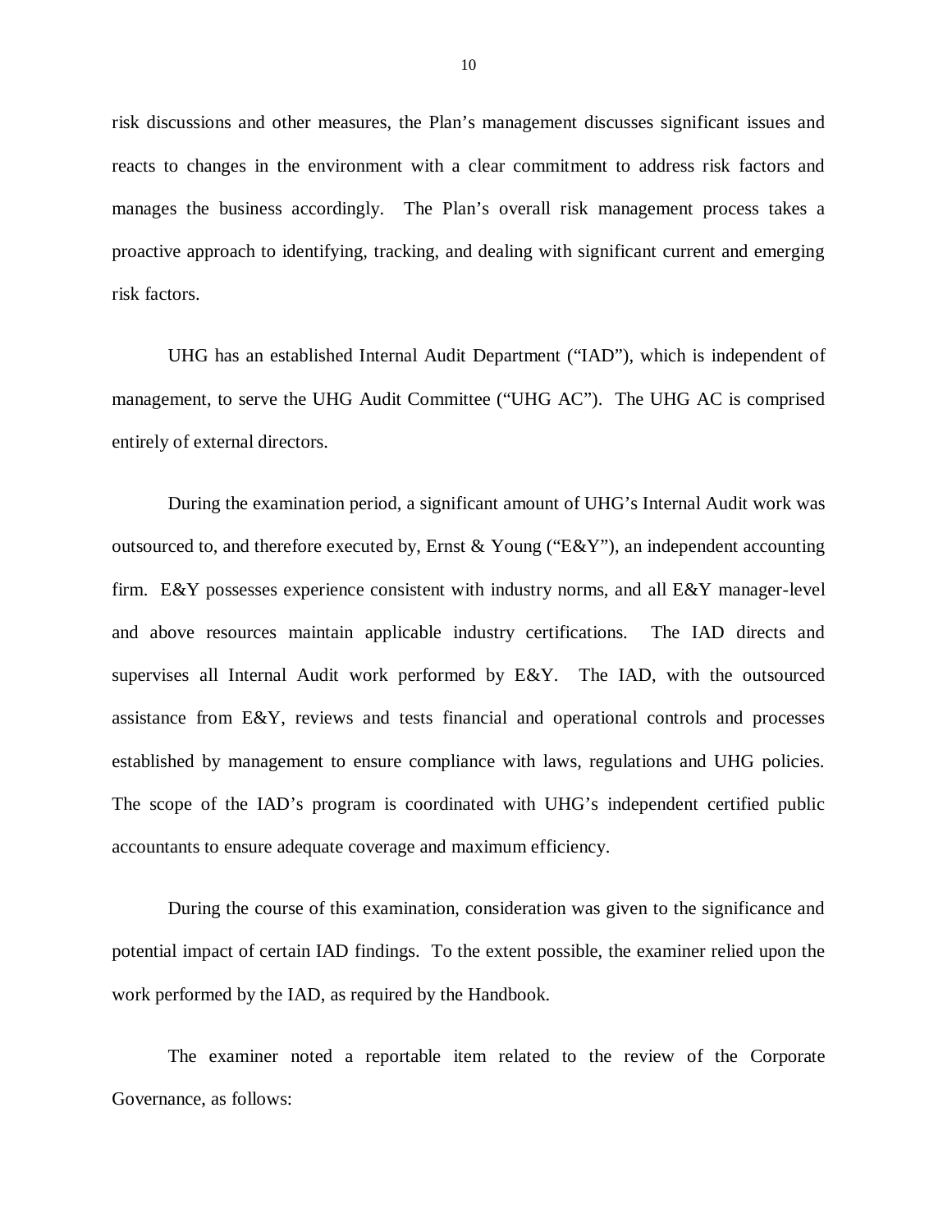risk discussions and other measures, the Plan's management discusses significant issues and reacts to changes in the environment with a clear commitment to address risk factors and manages the business accordingly. The Plan's overall risk management process takes a proactive approach to identifying, tracking, and dealing with significant current and emerging risk factors.

UHG has an established Internal Audit Department ("IAD"), which is independent of management, to serve the UHG Audit Committee ("UHG AC"). The UHG AC is comprised entirely of external directors.

During the examination period, a significant amount of UHG's Internal Audit work was outsourced to, and therefore executed by, Ernst & Young ("E&Y"), an independent accounting firm. E&Y possesses experience consistent with industry norms, and all E&Y manager-level and above resources maintain applicable industry certifications. The IAD directs and supervises all Internal Audit work performed by E&Y. The IAD, with the outsourced assistance from E&Y, reviews and tests financial and operational controls and processes established by management to ensure compliance with laws, regulations and UHG policies. The scope of the IAD's program is coordinated with UHG's independent certified public accountants to ensure adequate coverage and maximum efficiency.

During the course of this examination, consideration was given to the significance and potential impact of certain IAD findings. To the extent possible, the examiner relied upon the work performed by the IAD, as required by the Handbook.

The examiner noted a reportable item related to the review of the Corporate Governance, as follows: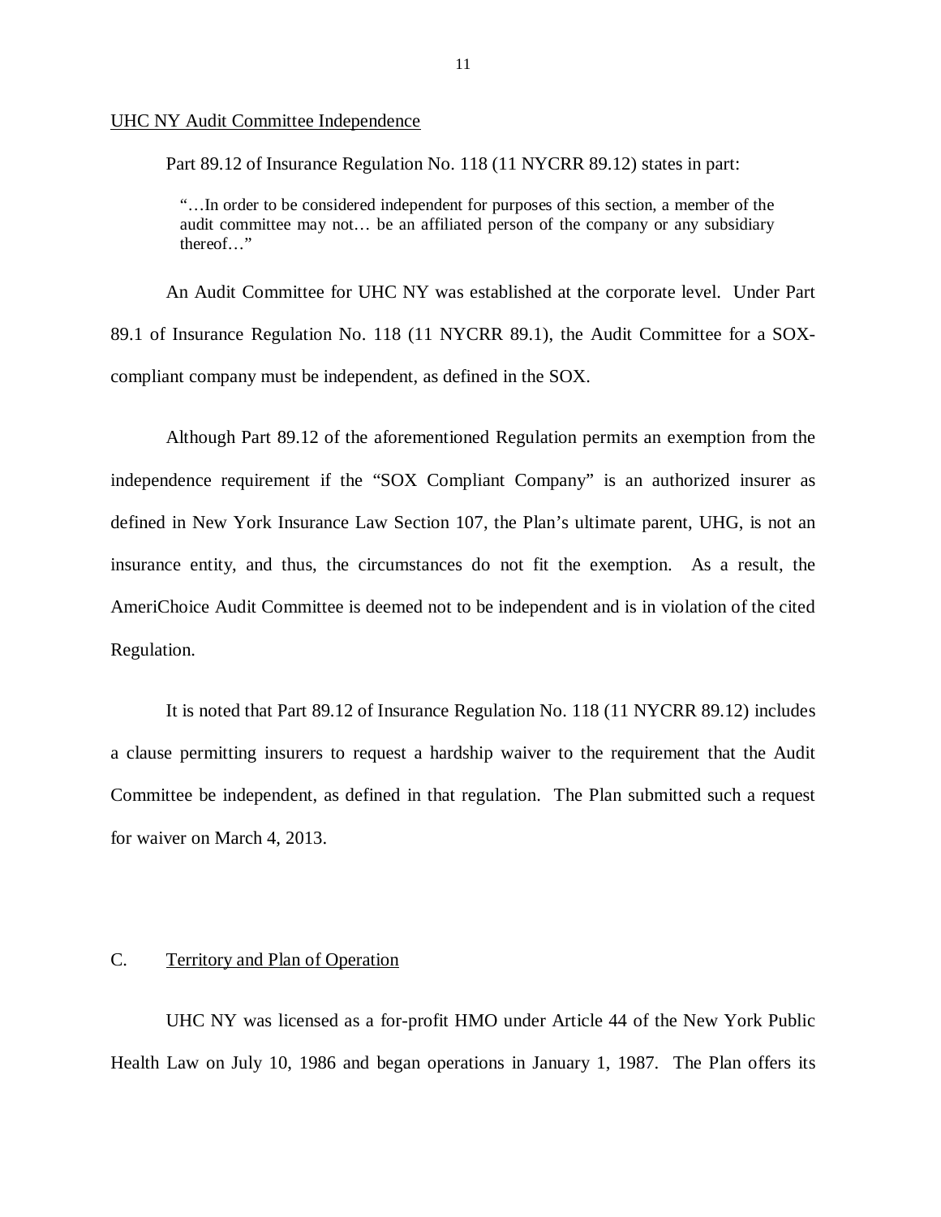<u>UHC NY Audit Committee Independence</u>

Part 89.12 of Insurance Regulation No. 118 (11 NYCRR 89.12) states in part:

> "…In order to be considered independent for purposes of this section, a member of the audit committee may not… be an affiliated person of the company or any subsidiary thereof…"

An Audit Committee for UHC NY was established at the corporate level. Under Part 89.1 of Insurance Regulation No. 118 (11 NYCRR 89.1), the Audit Committee for a SOX-compliant company must be independent, as defined in the SOX.

Although Part 89.12 of the aforementioned Regulation permits an exemption from the independence requirement if the "SOX Compliant Company" is an authorized insurer as defined in New York Insurance Law Section 107, the Plan's ultimate parent, UHG, is not an insurance entity, and thus, the circumstances do not fit the exemption. As a result, the AmeriChoice Audit Committee is deemed not to be independent and is in violation of the cited Regulation.

It is noted that Part 89.12 of Insurance Regulation No. 118 (11 NYCRR 89.12) includes a clause permitting insurers to request a hardship waiver to the requirement that the Audit Committee be independent, as defined in that regulation. The Plan submitted such a request for waiver on March 4, 2013.

## C. <u>Territory and Plan of Operation</u>

UHC NY was licensed as a for-profit HMO under Article 44 of the New York Public Health Law on July 10, 1986 and began operations in January 1, 1987. The Plan offers its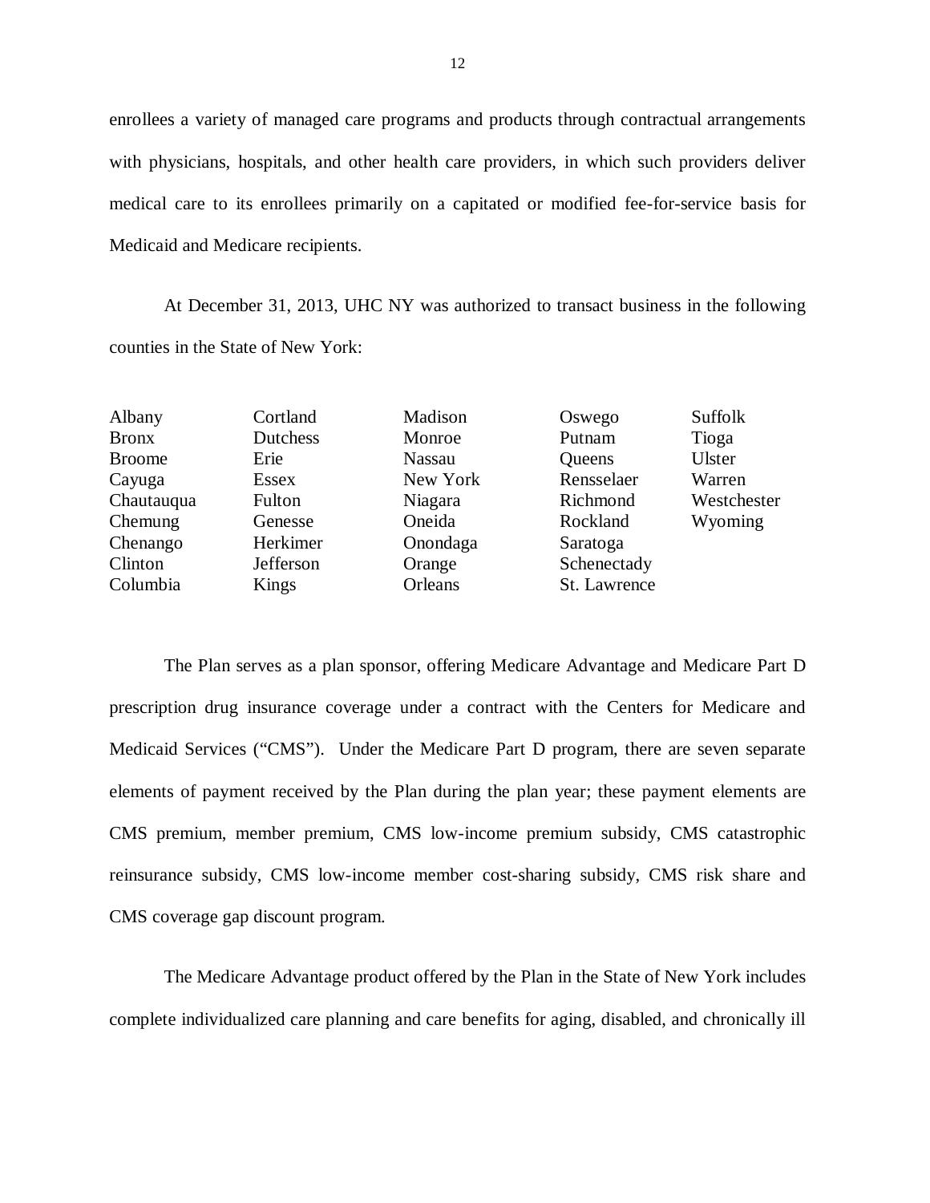enrollees a variety of managed care programs and products through contractual arrangements with physicians, hospitals, and other health care providers, in which such providers deliver medical care to its enrollees primarily on a capitated or modified fee-for-service basis for Medicaid and Medicare recipients.

At December 31, 2013, UHC NY was authorized to transact business in the following counties in the State of New York:

| | | | | |
|---|---|---|---|---|
| Albany | Cortland | Madison | Oswego | Suffolk |
| Bronx | Dutchess | Monroe | Putnam | Tioga |
| Broome | Erie | Nassau | Queens | Ulster |
| Cayuga | Essex | New York | Rensselaer | Warren |
| Chautauqua | Fulton | Niagara | Richmond | Westchester |
| Chemung | Genesse | Oneida | Rockland | Wyoming |
| Chenango | Herkimer | Onondaga | Saratoga | |
| Clinton | Jefferson | Orange | Schenectady | |
| Columbia | Kings | Orleans | St. Lawrence | |

The Plan serves as a plan sponsor, offering Medicare Advantage and Medicare Part D prescription drug insurance coverage under a contract with the Centers for Medicare and Medicaid Services ("CMS"). Under the Medicare Part D program, there are seven separate elements of payment received by the Plan during the plan year; these payment elements are CMS premium, member premium, CMS low-income premium subsidy, CMS catastrophic reinsurance subsidy, CMS low-income member cost-sharing subsidy, CMS risk share and CMS coverage gap discount program.

The Medicare Advantage product offered by the Plan in the State of New York includes complete individualized care planning and care benefits for aging, disabled, and chronically ill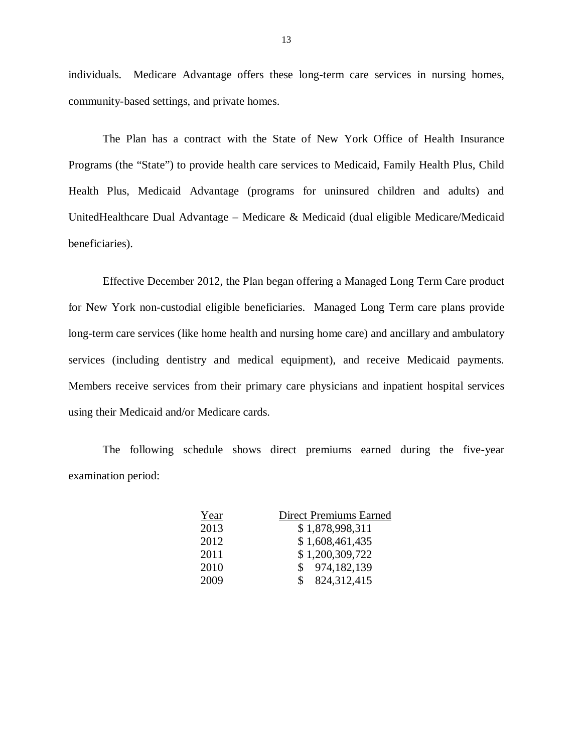individuals. Medicare Advantage offers these long-term care services in nursing homes, community-based settings, and private homes.

The Plan has a contract with the State of New York Office of Health Insurance Programs (the "State") to provide health care services to Medicaid, Family Health Plus, Child Health Plus, Medicaid Advantage (programs for uninsured children and adults) and UnitedHealthcare Dual Advantage – Medicare & Medicaid (dual eligible Medicare/Medicaid beneficiaries).

Effective December 2012, the Plan began offering a Managed Long Term Care product for New York non-custodial eligible beneficiaries. Managed Long Term care plans provide long-term care services (like home health and nursing home care) and ancillary and ambulatory services (including dentistry and medical equipment), and receive Medicaid payments. Members receive services from their primary care physicians and inpatient hospital services using their Medicaid and/or Medicare cards.

The following schedule shows direct premiums earned during the five-year examination period:

| Year | Direct Premiums Earned |
|---|---|
| 2013 | $ 1,878,998,311 |
| 2012 | $ 1,608,461,435 |
| 2011 | $ 1,200,309,722 |
| 2010 | $ 974,182,139 |
| 2009 | $ 824,312,415 |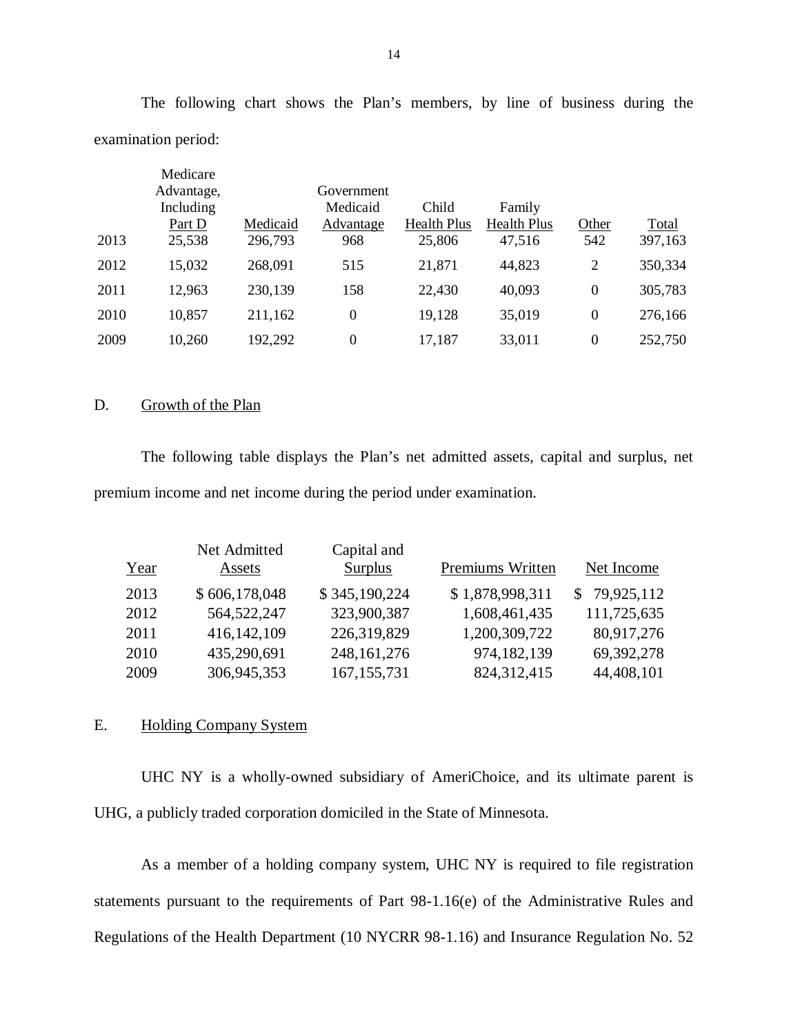The following chart shows the Plan's members, by line of business during the examination period:

| | Medicare Advantage, Including Part D | Medicaid | Government Medicaid Advantage | Child Health Plus | Family Health Plus | Other | Total |
|---|---|---|---|---|---|---|---|
| 2013 | 25,538 | 296,793 | 968 | 25,806 | 47,516 | 542 | 397,163 |
| 2012 | 15,032 | 268,091 | 515 | 21,871 | 44,823 | 2 | 350,334 |
| 2011 | 12,963 | 230,139 | 158 | 22,430 | 40,093 | 0 | 305,783 |
| 2010 | 10,857 | 211,162 | 0 | 19,128 | 35,019 | 0 | 276,166 |
| 2009 | 10,260 | 192,292 | 0 | 17,187 | 33,011 | 0 | 252,750 |

## D. Growth of the Plan

The following table displays the Plan's net admitted assets, capital and surplus, net premium income and net income during the period under examination.

| Year | Net Admitted Assets | Capital and Surplus | Premiums Written | Net Income |
|---|---|---|---|---|
| 2013 | $ 606,178,048 | $ 345,190,224 | $ 1,878,998,311 | $ 79,925,112 |
| 2012 | 564,522,247 | 323,900,387 | 1,608,461,435 | 111,725,635 |
| 2011 | 416,142,109 | 226,319,829 | 1,200,309,722 | 80,917,276 |
| 2010 | 435,290,691 | 248,161,276 | 974,182,139 | 69,392,278 |
| 2009 | 306,945,353 | 167,155,731 | 824,312,415 | 44,408,101 |

## E. Holding Company System

UHC NY is a wholly-owned subsidiary of AmeriChoice, and its ultimate parent is UHG, a publicly traded corporation domiciled in the State of Minnesota.

As a member of a holding company system, UHC NY is required to file registration statements pursuant to the requirements of Part 98-1.16(e) of the Administrative Rules and Regulations of the Health Department (10 NYCRR 98-1.16) and Insurance Regulation No. 52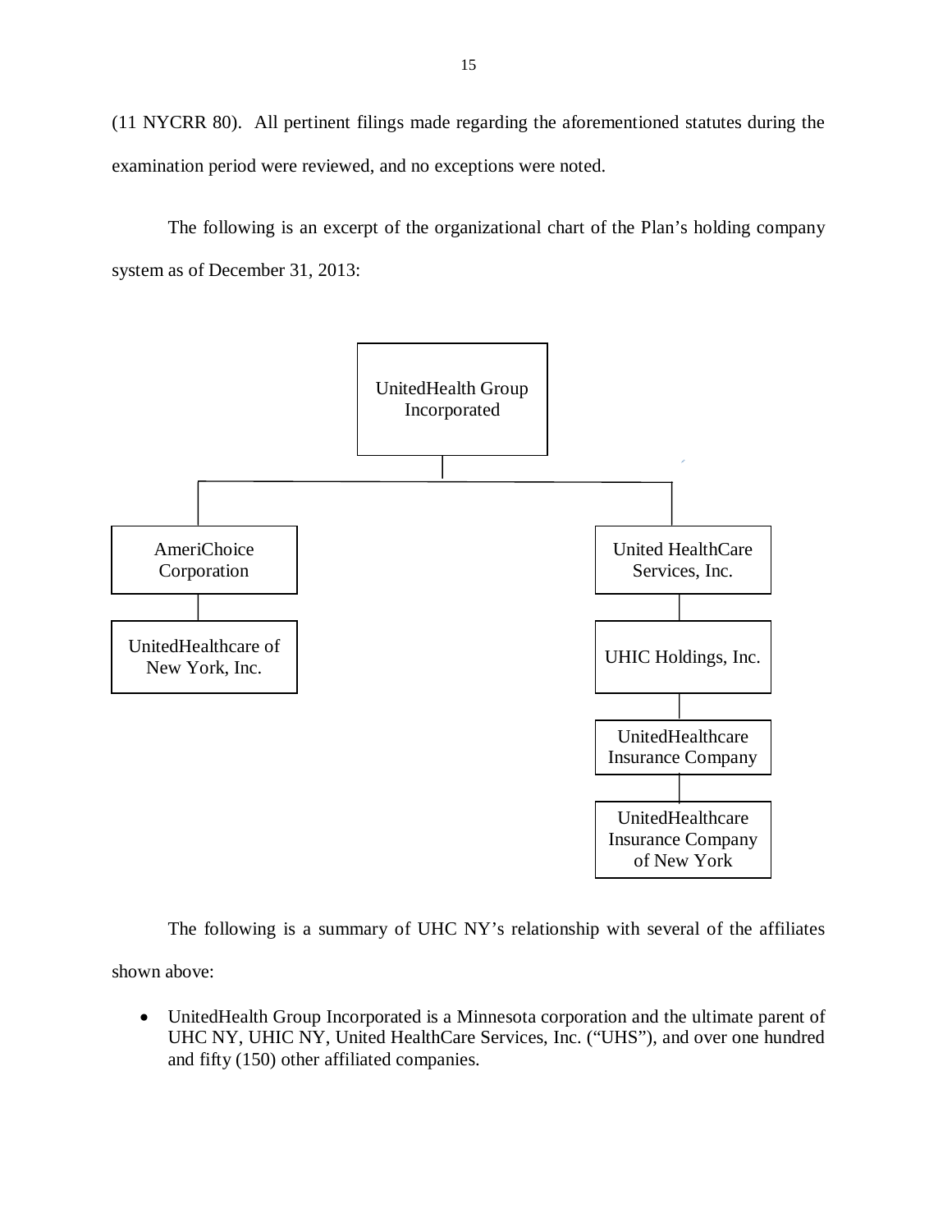(11 NYCRR 80). All pertinent filings made regarding the aforementioned statutes during the examination period were reviewed, and no exceptions were noted.

The following is an excerpt of the organizational chart of the Plan's holding company system as of December 31, 2013:

- UnitedHealth Group Incorporated
  - AmeriChoice Corporation
    - UnitedHealthcare of New York, Inc.
  - United HealthCare Services, Inc.
    - UHIC Holdings, Inc.
      - UnitedHealthcare Insurance Company
        - UnitedHealthcare Insurance Company of New York

The following is a summary of UHC NY's relationship with several of the affiliates shown above:

- UnitedHealth Group Incorporated is a Minnesota corporation and the ultimate parent of UHC NY, UHIC NY, United HealthCare Services, Inc. ("UHS"), and over one hundred and fifty (150) other affiliated companies.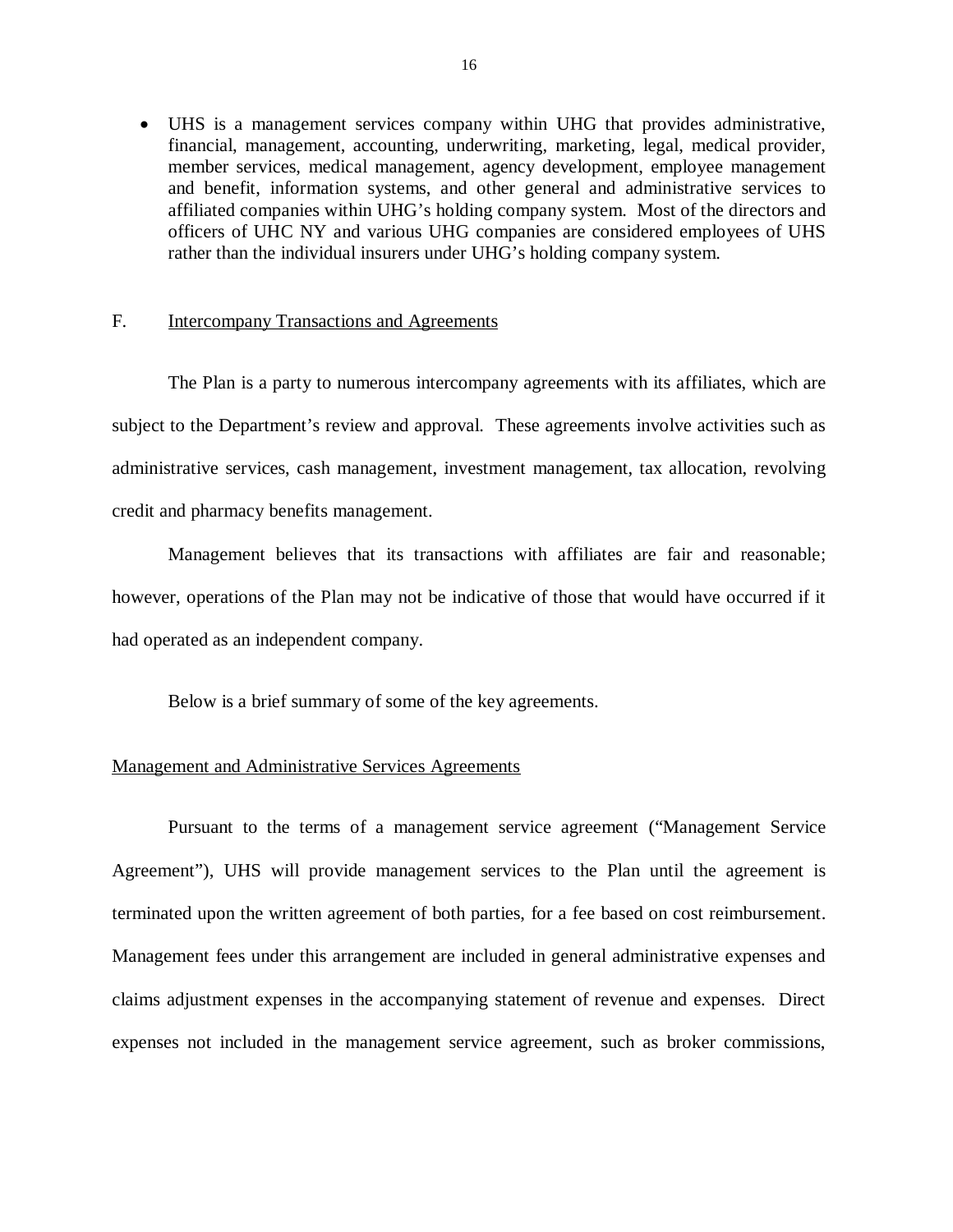- UHS is a management services company within UHG that provides administrative, financial, management, accounting, underwriting, marketing, legal, medical provider, member services, medical management, agency development, employee management and benefit, information systems, and other general and administrative services to affiliated companies within UHG's holding company system. Most of the directors and officers of UHC NY and various UHG companies are considered employees of UHS rather than the individual insurers under UHG's holding company system.

## F. Intercompany Transactions and Agreements

The Plan is a party to numerous intercompany agreements with its affiliates, which are subject to the Department's review and approval. These agreements involve activities such as administrative services, cash management, investment management, tax allocation, revolving credit and pharmacy benefits management.

Management believes that its transactions with affiliates are fair and reasonable; however, operations of the Plan may not be indicative of those that would have occurred if it had operated as an independent company.

Below is a brief summary of some of the key agreements.

### Management and Administrative Services Agreements

Pursuant to the terms of a management service agreement ("Management Service Agreement"), UHS will provide management services to the Plan until the agreement is terminated upon the written agreement of both parties, for a fee based on cost reimbursement. Management fees under this arrangement are included in general administrative expenses and claims adjustment expenses in the accompanying statement of revenue and expenses. Direct expenses not included in the management service agreement, such as broker commissions,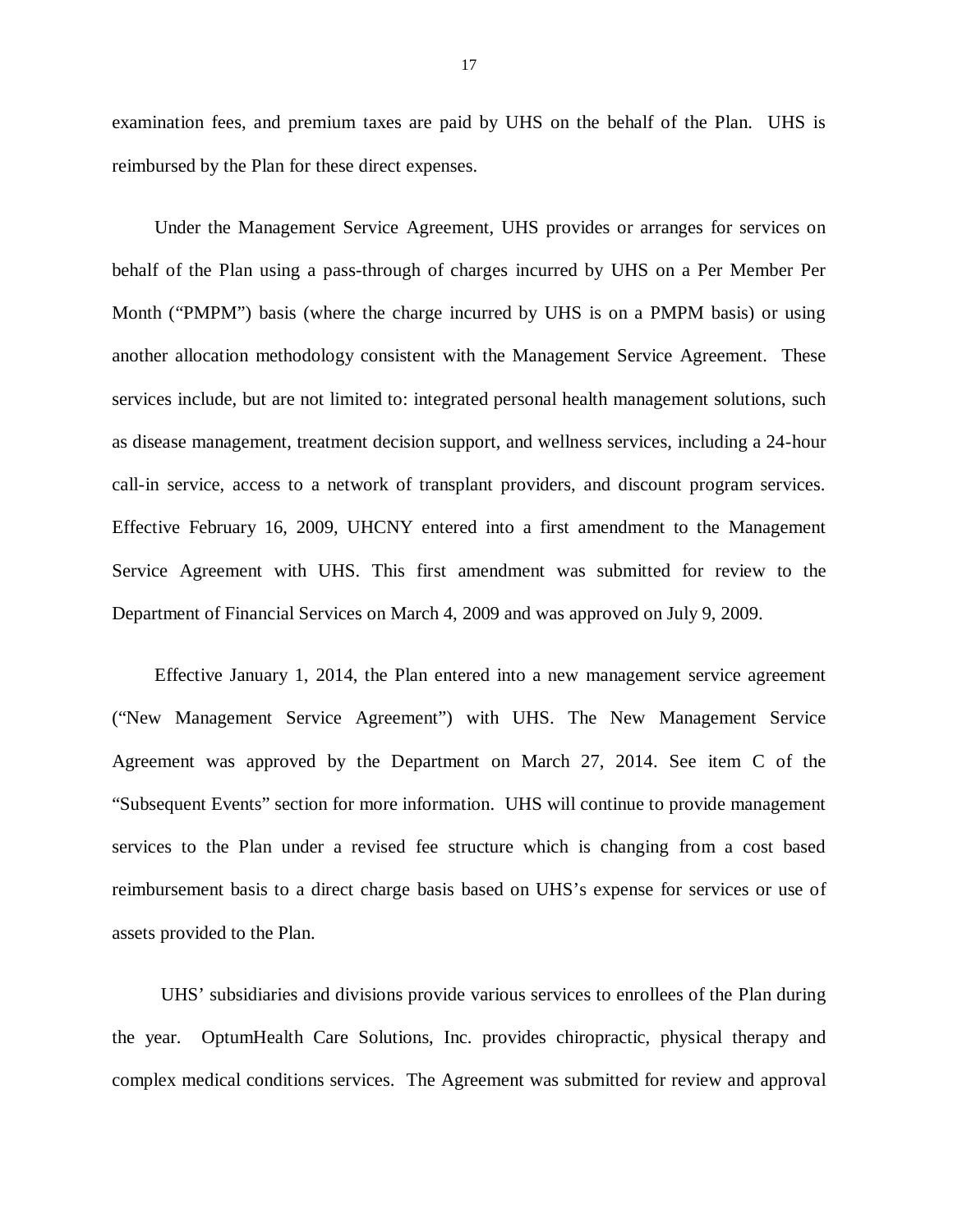examination fees, and premium taxes are paid by UHS on the behalf of the Plan. UHS is reimbursed by the Plan for these direct expenses.

Under the Management Service Agreement, UHS provides or arranges for services on behalf of the Plan using a pass-through of charges incurred by UHS on a Per Member Per Month ("PMPM") basis (where the charge incurred by UHS is on a PMPM basis) or using another allocation methodology consistent with the Management Service Agreement. These services include, but are not limited to: integrated personal health management solutions, such as disease management, treatment decision support, and wellness services, including a 24-hour call-in service, access to a network of transplant providers, and discount program services. Effective February 16, 2009, UHCNY entered into a first amendment to the Management Service Agreement with UHS. This first amendment was submitted for review to the Department of Financial Services on March 4, 2009 and was approved on July 9, 2009.

Effective January 1, 2014, the Plan entered into a new management service agreement ("New Management Service Agreement") with UHS. The New Management Service Agreement was approved by the Department on March 27, 2014. See item C of the "Subsequent Events" section for more information. UHS will continue to provide management services to the Plan under a revised fee structure which is changing from a cost based reimbursement basis to a direct charge basis based on UHS's expense for services or use of assets provided to the Plan.

UHS' subsidiaries and divisions provide various services to enrollees of the Plan during the year. OptumHealth Care Solutions, Inc. provides chiropractic, physical therapy and complex medical conditions services. The Agreement was submitted for review and approval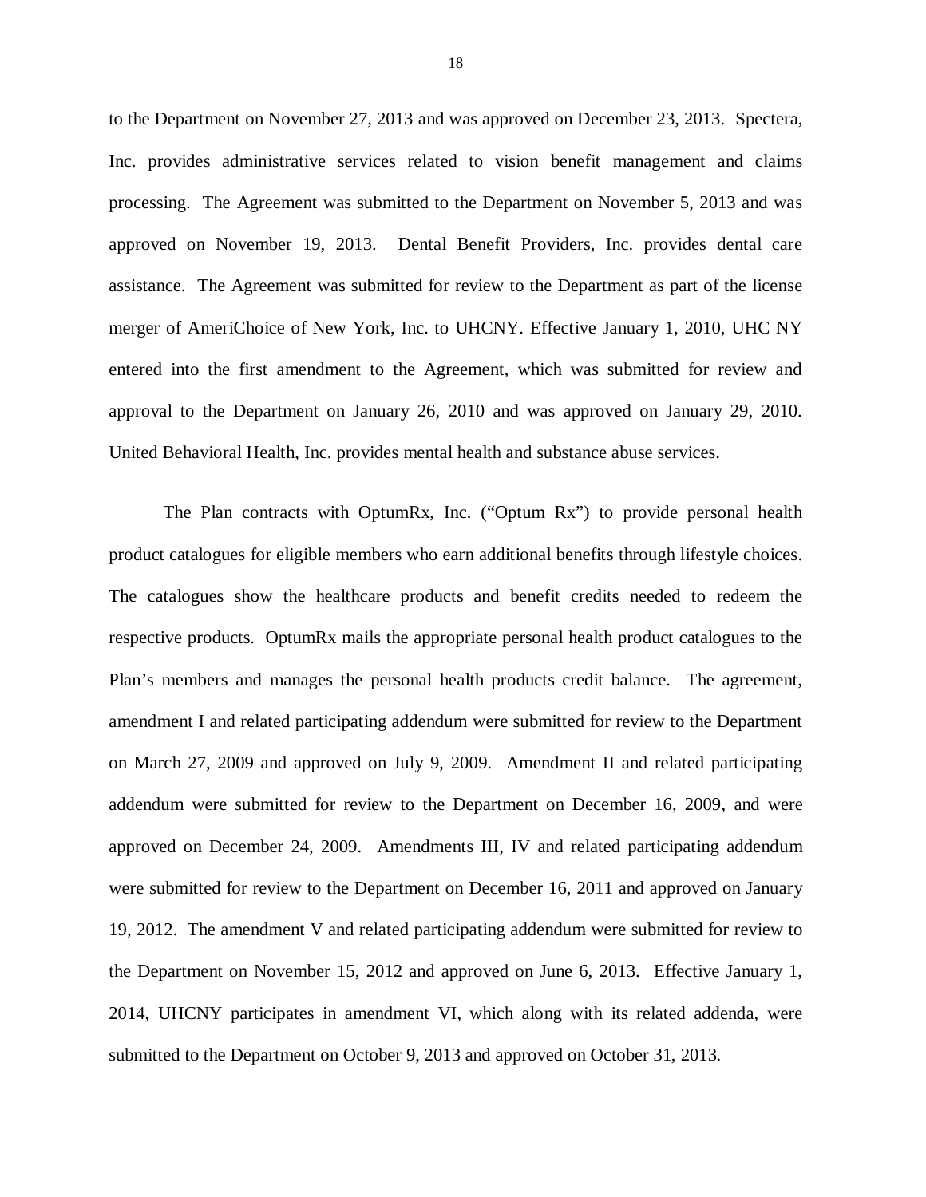to the Department on November 27, 2013 and was approved on December 23, 2013. Spectera, Inc. provides administrative services related to vision benefit management and claims processing. The Agreement was submitted to the Department on November 5, 2013 and was approved on November 19, 2013. Dental Benefit Providers, Inc. provides dental care assistance. The Agreement was submitted for review to the Department as part of the license merger of AmeriChoice of New York, Inc. to UHCNY. Effective January 1, 2010, UHC NY entered into the first amendment to the Agreement, which was submitted for review and approval to the Department on January 26, 2010 and was approved on January 29, 2010. United Behavioral Health, Inc. provides mental health and substance abuse services.

The Plan contracts with OptumRx, Inc. ("Optum Rx") to provide personal health product catalogues for eligible members who earn additional benefits through lifestyle choices. The catalogues show the healthcare products and benefit credits needed to redeem the respective products. OptumRx mails the appropriate personal health product catalogues to the Plan's members and manages the personal health products credit balance. The agreement, amendment I and related participating addendum were submitted for review to the Department on March 27, 2009 and approved on July 9, 2009. Amendment II and related participating addendum were submitted for review to the Department on December 16, 2009, and were approved on December 24, 2009. Amendments III, IV and related participating addendum were submitted for review to the Department on December 16, 2011 and approved on January 19, 2012. The amendment V and related participating addendum were submitted for review to the Department on November 15, 2012 and approved on June 6, 2013. Effective January 1, 2014, UHCNY participates in amendment VI, which along with its related addenda, were submitted to the Department on October 9, 2013 and approved on October 31, 2013.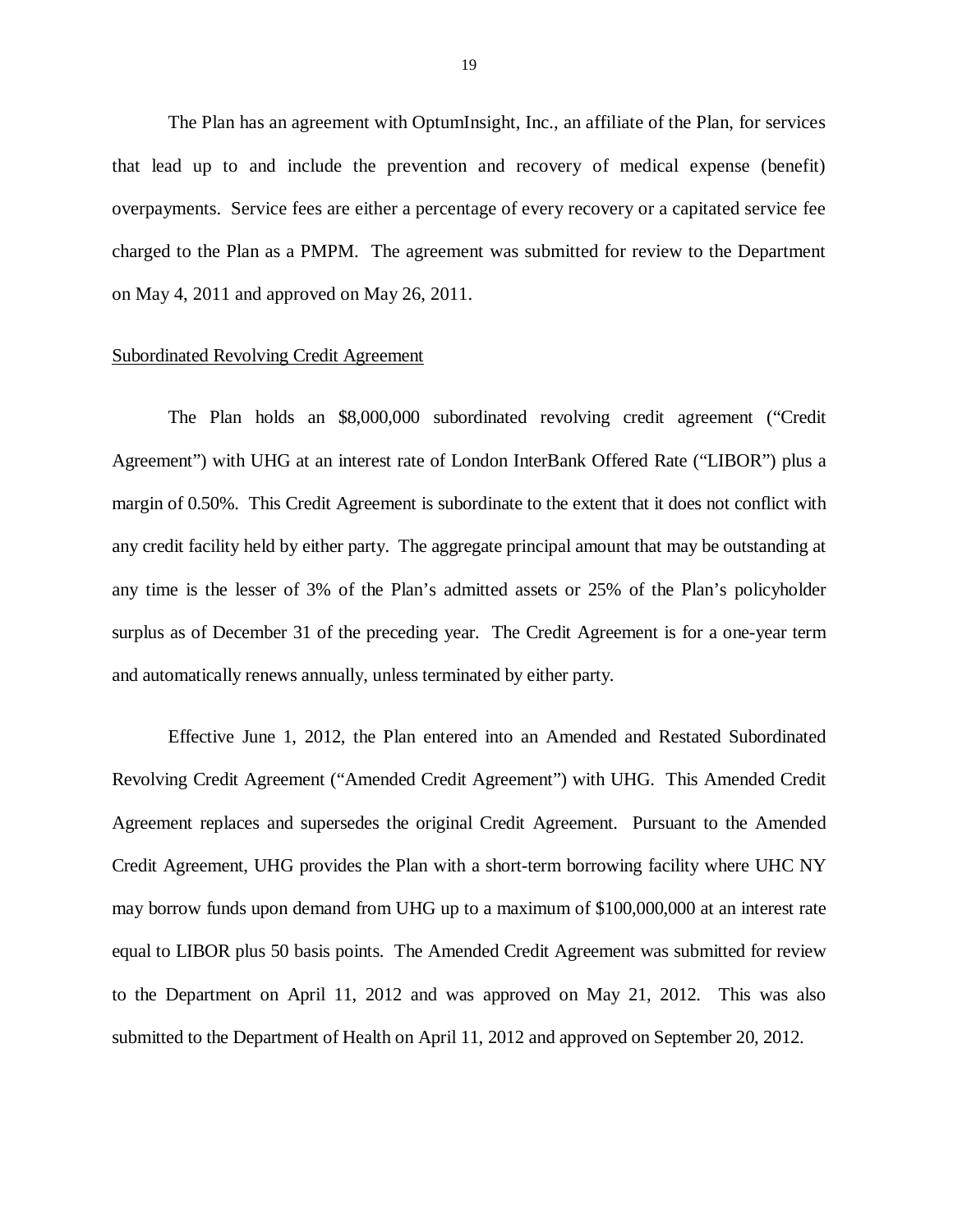The Plan has an agreement with OptumInsight, Inc., an affiliate of the Plan, for services that lead up to and include the prevention and recovery of medical expense (benefit) overpayments. Service fees are either a percentage of every recovery or a capitated service fee charged to the Plan as a PMPM. The agreement was submitted for review to the Department on May 4, 2011 and approved on May 26, 2011.

Subordinated Revolving Credit Agreement

The Plan holds an $8,000,000 subordinated revolving credit agreement ("Credit Agreement") with UHG at an interest rate of London InterBank Offered Rate ("LIBOR") plus a margin of 0.50%. This Credit Agreement is subordinate to the extent that it does not conflict with any credit facility held by either party. The aggregate principal amount that may be outstanding at any time is the lesser of 3% of the Plan's admitted assets or 25% of the Plan's policyholder surplus as of December 31 of the preceding year. The Credit Agreement is for a one-year term and automatically renews annually, unless terminated by either party.

Effective June 1, 2012, the Plan entered into an Amended and Restated Subordinated Revolving Credit Agreement ("Amended Credit Agreement") with UHG. This Amended Credit Agreement replaces and supersedes the original Credit Agreement. Pursuant to the Amended Credit Agreement, UHG provides the Plan with a short-term borrowing facility where UHC NY may borrow funds upon demand from UHG up to a maximum of $100,000,000 at an interest rate equal to LIBOR plus 50 basis points. The Amended Credit Agreement was submitted for review to the Department on April 11, 2012 and was approved on May 21, 2012. This was also submitted to the Department of Health on April 11, 2012 and approved on September 20, 2012.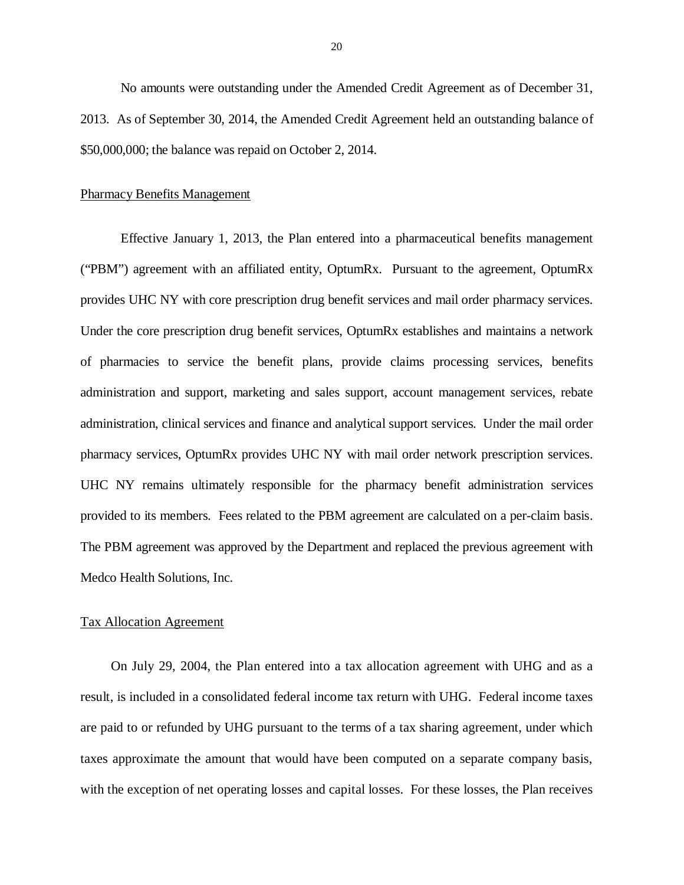No amounts were outstanding under the Amended Credit Agreement as of December 31, 2013. As of September 30, 2014, the Amended Credit Agreement held an outstanding balance of $50,000,000; the balance was repaid on October 2, 2014.

Pharmacy Benefits Management

Effective January 1, 2013, the Plan entered into a pharmaceutical benefits management ("PBM") agreement with an affiliated entity, OptumRx. Pursuant to the agreement, OptumRx provides UHC NY with core prescription drug benefit services and mail order pharmacy services. Under the core prescription drug benefit services, OptumRx establishes and maintains a network of pharmacies to service the benefit plans, provide claims processing services, benefits administration and support, marketing and sales support, account management services, rebate administration, clinical services and finance and analytical support services. Under the mail order pharmacy services, OptumRx provides UHC NY with mail order network prescription services. UHC NY remains ultimately responsible for the pharmacy benefit administration services provided to its members. Fees related to the PBM agreement are calculated on a per-claim basis. The PBM agreement was approved by the Department and replaced the previous agreement with Medco Health Solutions, Inc.

Tax Allocation Agreement

On July 29, 2004, the Plan entered into a tax allocation agreement with UHG and as a result, is included in a consolidated federal income tax return with UHG. Federal income taxes are paid to or refunded by UHG pursuant to the terms of a tax sharing agreement, under which taxes approximate the amount that would have been computed on a separate company basis, with the exception of net operating losses and capital losses. For these losses, the Plan receives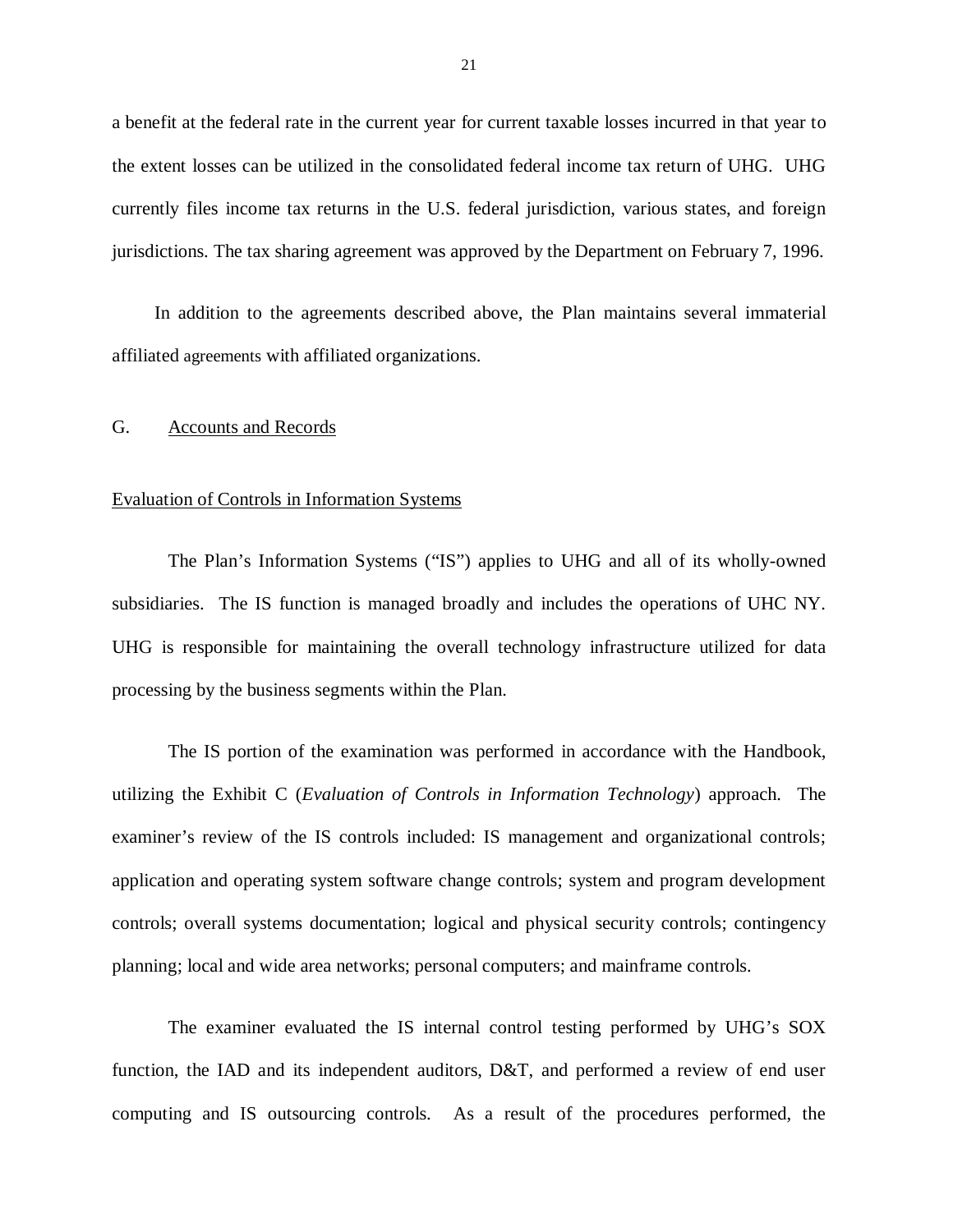a benefit at the federal rate in the current year for current taxable losses incurred in that year to the extent losses can be utilized in the consolidated federal income tax return of UHG. UHG currently files income tax returns in the U.S. federal jurisdiction, various states, and foreign jurisdictions. The tax sharing agreement was approved by the Department on February 7, 1996.

In addition to the agreements described above, the Plan maintains several immaterial affiliated agreements with affiliated organizations.

## G. Accounts and Records

### Evaluation of Controls in Information Systems

The Plan's Information Systems ("IS") applies to UHG and all of its wholly-owned subsidiaries. The IS function is managed broadly and includes the operations of UHC NY. UHG is responsible for maintaining the overall technology infrastructure utilized for data processing by the business segments within the Plan.

The IS portion of the examination was performed in accordance with the Handbook, utilizing the Exhibit C (*Evaluation of Controls in Information Technology*) approach. The examiner's review of the IS controls included: IS management and organizational controls; application and operating system software change controls; system and program development controls; overall systems documentation; logical and physical security controls; contingency planning; local and wide area networks; personal computers; and mainframe controls.

The examiner evaluated the IS internal control testing performed by UHG's SOX function, the IAD and its independent auditors, D&T, and performed a review of end user computing and IS outsourcing controls. As a result of the procedures performed, the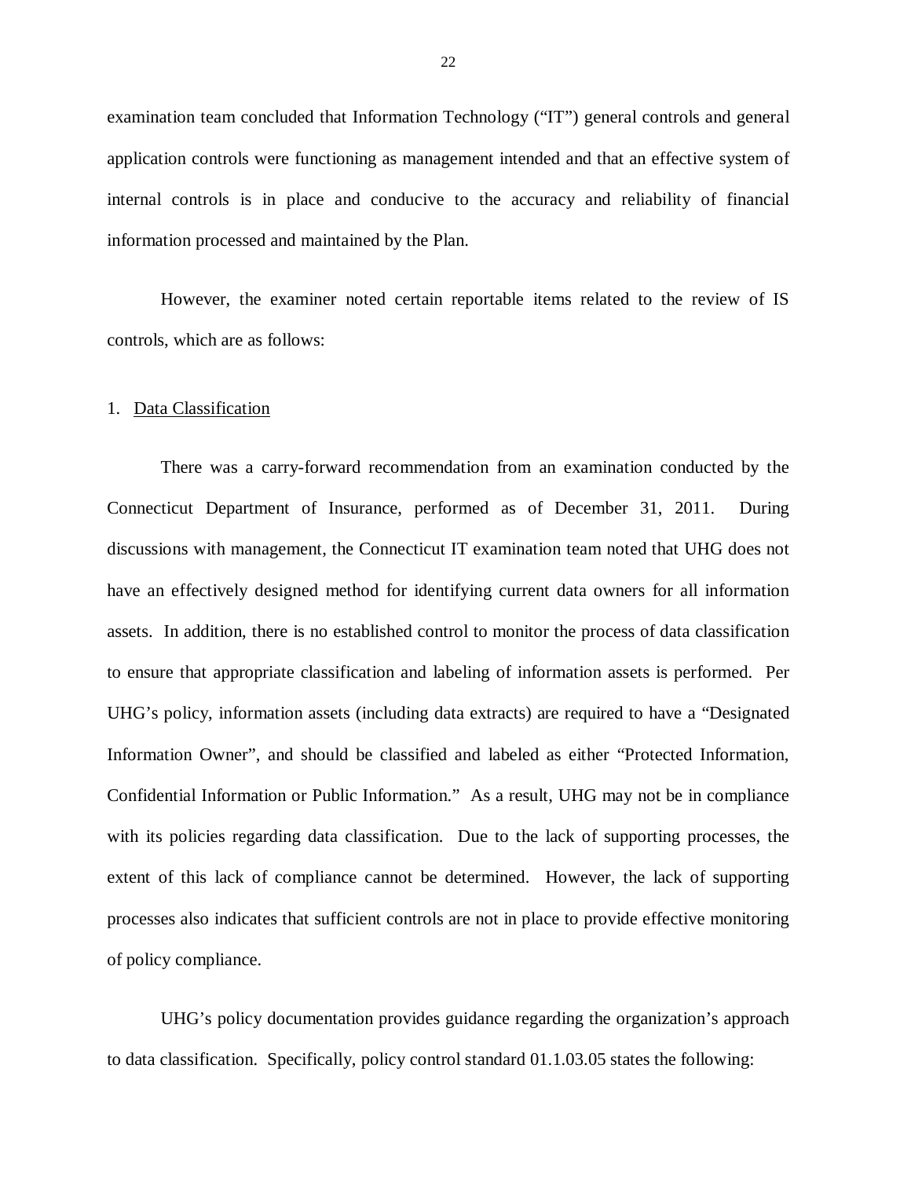examination team concluded that Information Technology ("IT") general controls and general application controls were functioning as management intended and that an effective system of internal controls is in place and conducive to the accuracy and reliability of financial information processed and maintained by the Plan.

However, the examiner noted certain reportable items related to the review of IS controls, which are as follows:

1. <u>Data Classification</u>

There was a carry-forward recommendation from an examination conducted by the Connecticut Department of Insurance, performed as of December 31, 2011. During discussions with management, the Connecticut IT examination team noted that UHG does not have an effectively designed method for identifying current data owners for all information assets. In addition, there is no established control to monitor the process of data classification to ensure that appropriate classification and labeling of information assets is performed. Per UHG's policy, information assets (including data extracts) are required to have a "Designated Information Owner", and should be classified and labeled as either "Protected Information, Confidential Information or Public Information." As a result, UHG may not be in compliance with its policies regarding data classification. Due to the lack of supporting processes, the extent of this lack of compliance cannot be determined. However, the lack of supporting processes also indicates that sufficient controls are not in place to provide effective monitoring of policy compliance.

UHG's policy documentation provides guidance regarding the organization's approach to data classification. Specifically, policy control standard 01.1.03.05 states the following: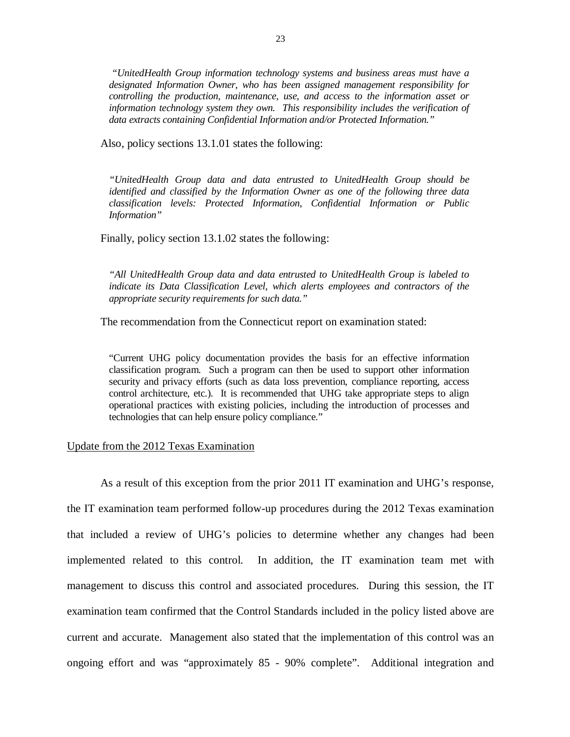*"UnitedHealth Group information technology systems and business areas must have a designated Information Owner, who has been assigned management responsibility for controlling the production, maintenance, use, and access to the information asset or information technology system they own. This responsibility includes the verification of data extracts containing Confidential Information and/or Protected Information."*

Also, policy sections 13.1.01 states the following:

*"UnitedHealth Group data and data entrusted to UnitedHealth Group should be identified and classified by the Information Owner as one of the following three data classification levels: Protected Information, Confidential Information or Public Information"*

Finally, policy section 13.1.02 states the following:

*"All UnitedHealth Group data and data entrusted to UnitedHealth Group is labeled to indicate its Data Classification Level, which alerts employees and contractors of the appropriate security requirements for such data."*

The recommendation from the Connecticut report on examination stated:

"Current UHG policy documentation provides the basis for an effective information classification program. Such a program can then be used to support other information security and privacy efforts (such as data loss prevention, compliance reporting, access control architecture, etc.). It is recommended that UHG take appropriate steps to align operational practices with existing policies, including the introduction of processes and technologies that can help ensure policy compliance."

Update from the 2012 Texas Examination

As a result of this exception from the prior 2011 IT examination and UHG's response, the IT examination team performed follow-up procedures during the 2012 Texas examination that included a review of UHG's policies to determine whether any changes had been implemented related to this control. In addition, the IT examination team met with management to discuss this control and associated procedures. During this session, the IT examination team confirmed that the Control Standards included in the policy listed above are current and accurate. Management also stated that the implementation of this control was an ongoing effort and was "approximately 85 - 90% complete". Additional integration and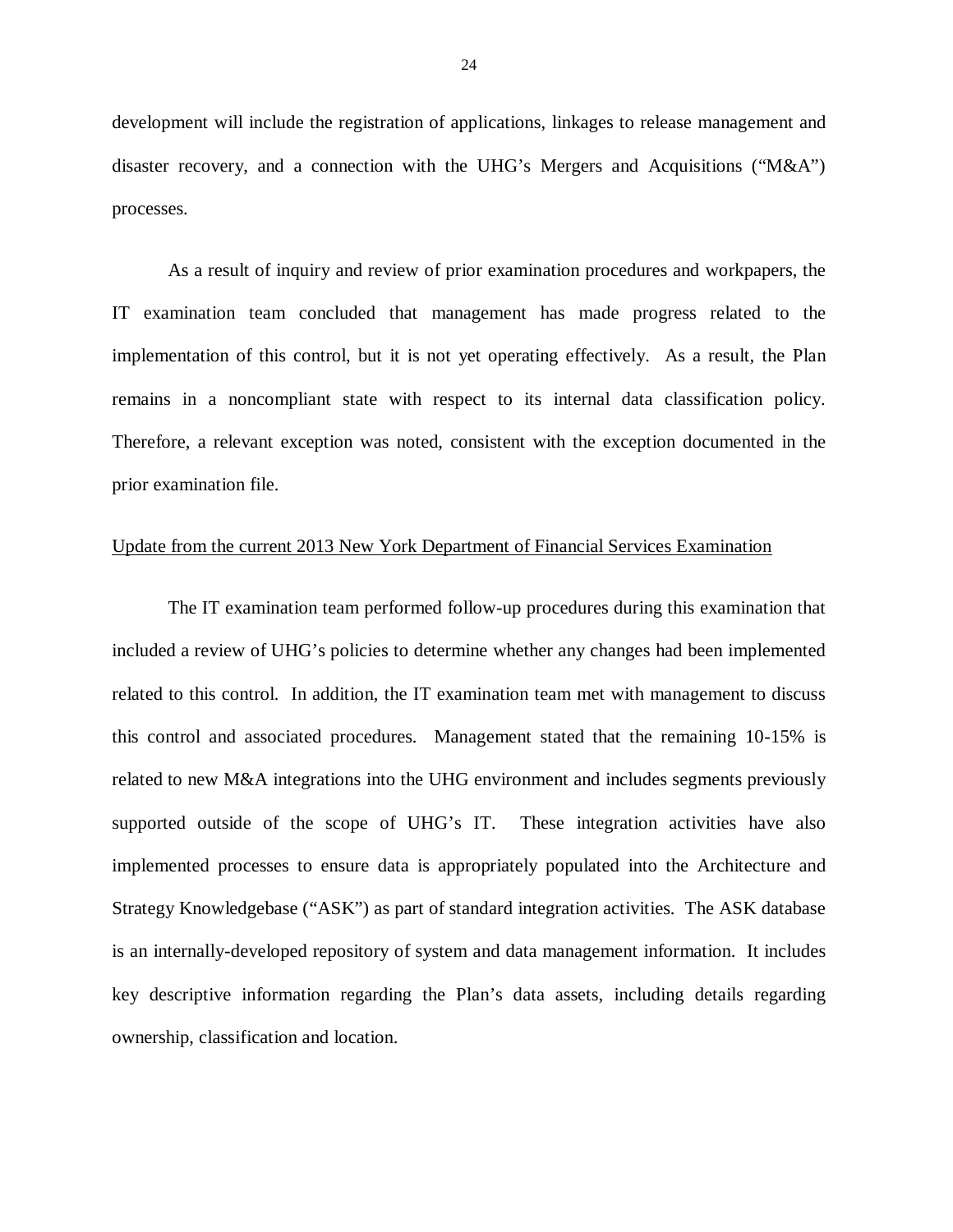development will include the registration of applications, linkages to release management and disaster recovery, and a connection with the UHG's Mergers and Acquisitions ("M&A") processes.

As a result of inquiry and review of prior examination procedures and workpapers, the IT examination team concluded that management has made progress related to the implementation of this control, but it is not yet operating effectively. As a result, the Plan remains in a noncompliant state with respect to its internal data classification policy. Therefore, a relevant exception was noted, consistent with the exception documented in the prior examination file.

<u>Update from the current 2013 New York Department of Financial Services Examination</u>

The IT examination team performed follow-up procedures during this examination that included a review of UHG's policies to determine whether any changes had been implemented related to this control. In addition, the IT examination team met with management to discuss this control and associated procedures. Management stated that the remaining 10-15% is related to new M&A integrations into the UHG environment and includes segments previously supported outside of the scope of UHG's IT. These integration activities have also implemented processes to ensure data is appropriately populated into the Architecture and Strategy Knowledgebase ("ASK") as part of standard integration activities. The ASK database is an internally-developed repository of system and data management information. It includes key descriptive information regarding the Plan's data assets, including details regarding ownership, classification and location.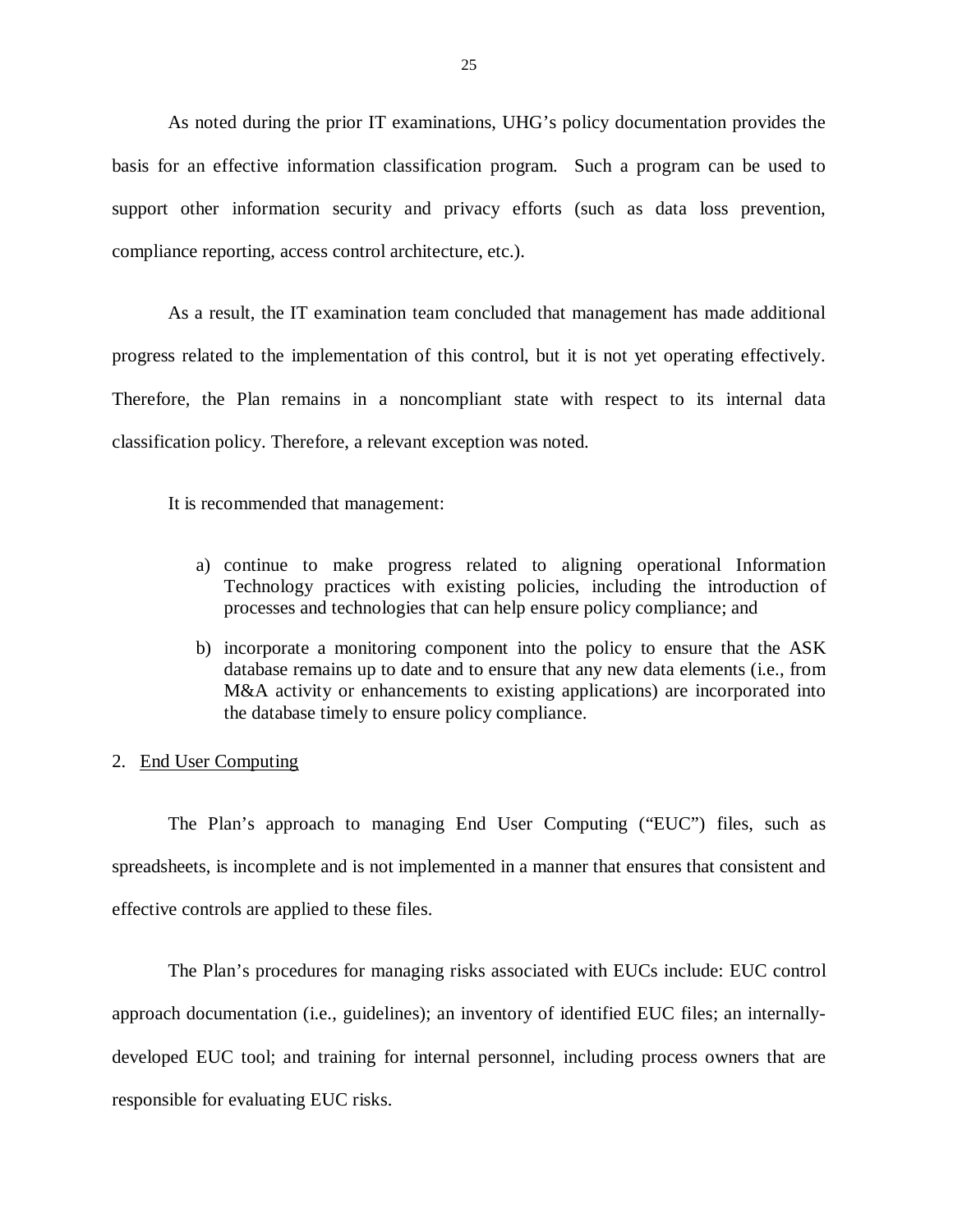As noted during the prior IT examinations, UHG's policy documentation provides the basis for an effective information classification program. Such a program can be used to support other information security and privacy efforts (such as data loss prevention, compliance reporting, access control architecture, etc.).

As a result, the IT examination team concluded that management has made additional progress related to the implementation of this control, but it is not yet operating effectively. Therefore, the Plan remains in a noncompliant state with respect to its internal data classification policy. Therefore, a relevant exception was noted.

It is recommended that management:

a) continue to make progress related to aligning operational Information Technology practices with existing policies, including the introduction of processes and technologies that can help ensure policy compliance; and

b) incorporate a monitoring component into the policy to ensure that the ASK database remains up to date and to ensure that any new data elements (i.e., from M&A activity or enhancements to existing applications) are incorporated into the database timely to ensure policy compliance.

2. End User Computing

The Plan's approach to managing End User Computing ("EUC") files, such as spreadsheets, is incomplete and is not implemented in a manner that ensures that consistent and effective controls are applied to these files.

The Plan's procedures for managing risks associated with EUCs include: EUC control approach documentation (i.e., guidelines); an inventory of identified EUC files; an internally-developed EUC tool; and training for internal personnel, including process owners that are responsible for evaluating EUC risks.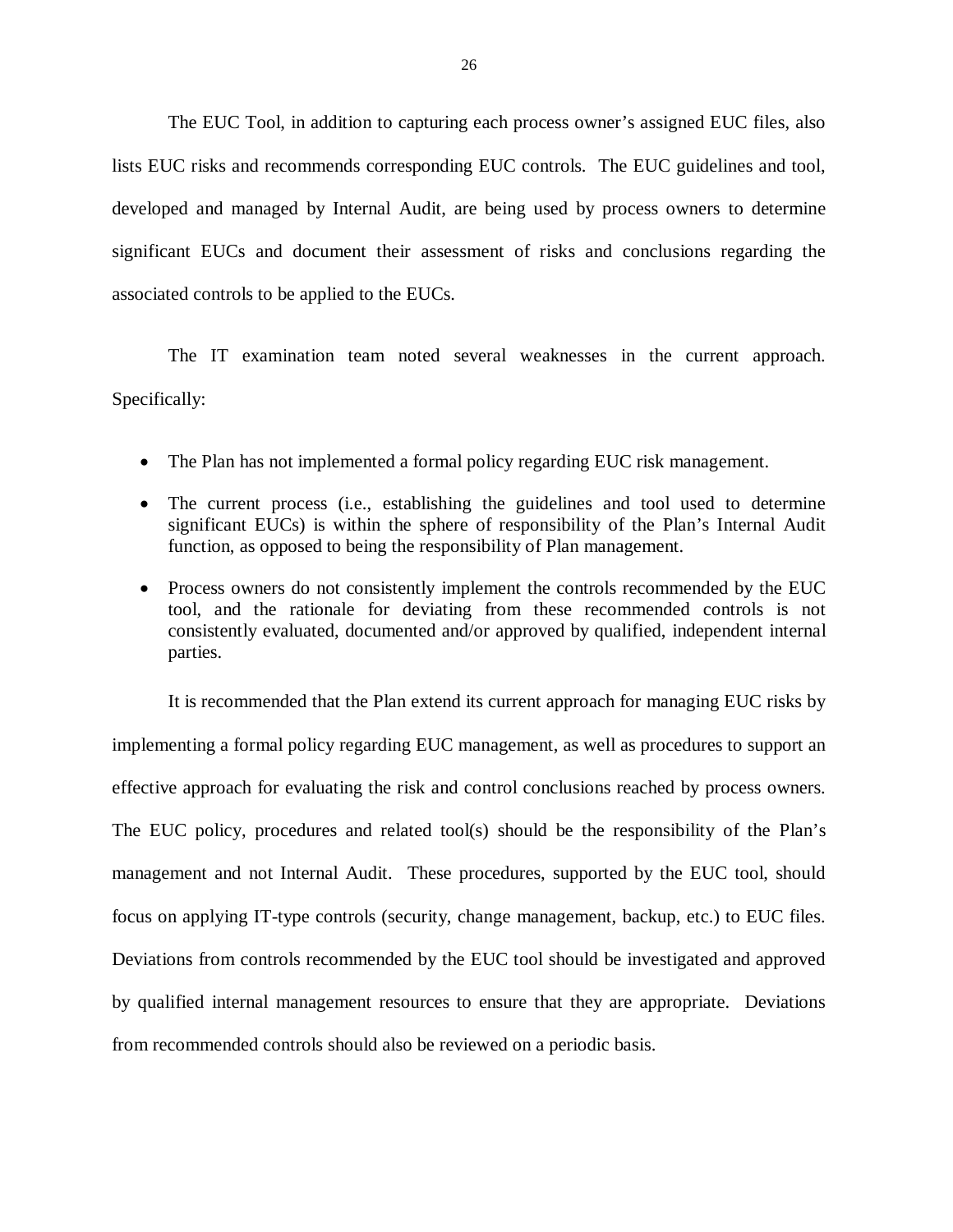The EUC Tool, in addition to capturing each process owner's assigned EUC files, also lists EUC risks and recommends corresponding EUC controls. The EUC guidelines and tool, developed and managed by Internal Audit, are being used by process owners to determine significant EUCs and document their assessment of risks and conclusions regarding the associated controls to be applied to the EUCs.

The IT examination team noted several weaknesses in the current approach. Specifically:

- The Plan has not implemented a formal policy regarding EUC risk management.
- The current process (i.e., establishing the guidelines and tool used to determine significant EUCs) is within the sphere of responsibility of the Plan's Internal Audit function, as opposed to being the responsibility of Plan management.
- Process owners do not consistently implement the controls recommended by the EUC tool, and the rationale for deviating from these recommended controls is not consistently evaluated, documented and/or approved by qualified, independent internal parties.

It is recommended that the Plan extend its current approach for managing EUC risks by implementing a formal policy regarding EUC management, as well as procedures to support an effective approach for evaluating the risk and control conclusions reached by process owners. The EUC policy, procedures and related tool(s) should be the responsibility of the Plan's management and not Internal Audit. These procedures, supported by the EUC tool, should focus on applying IT-type controls (security, change management, backup, etc.) to EUC files. Deviations from controls recommended by the EUC tool should be investigated and approved by qualified internal management resources to ensure that they are appropriate. Deviations from recommended controls should also be reviewed on a periodic basis.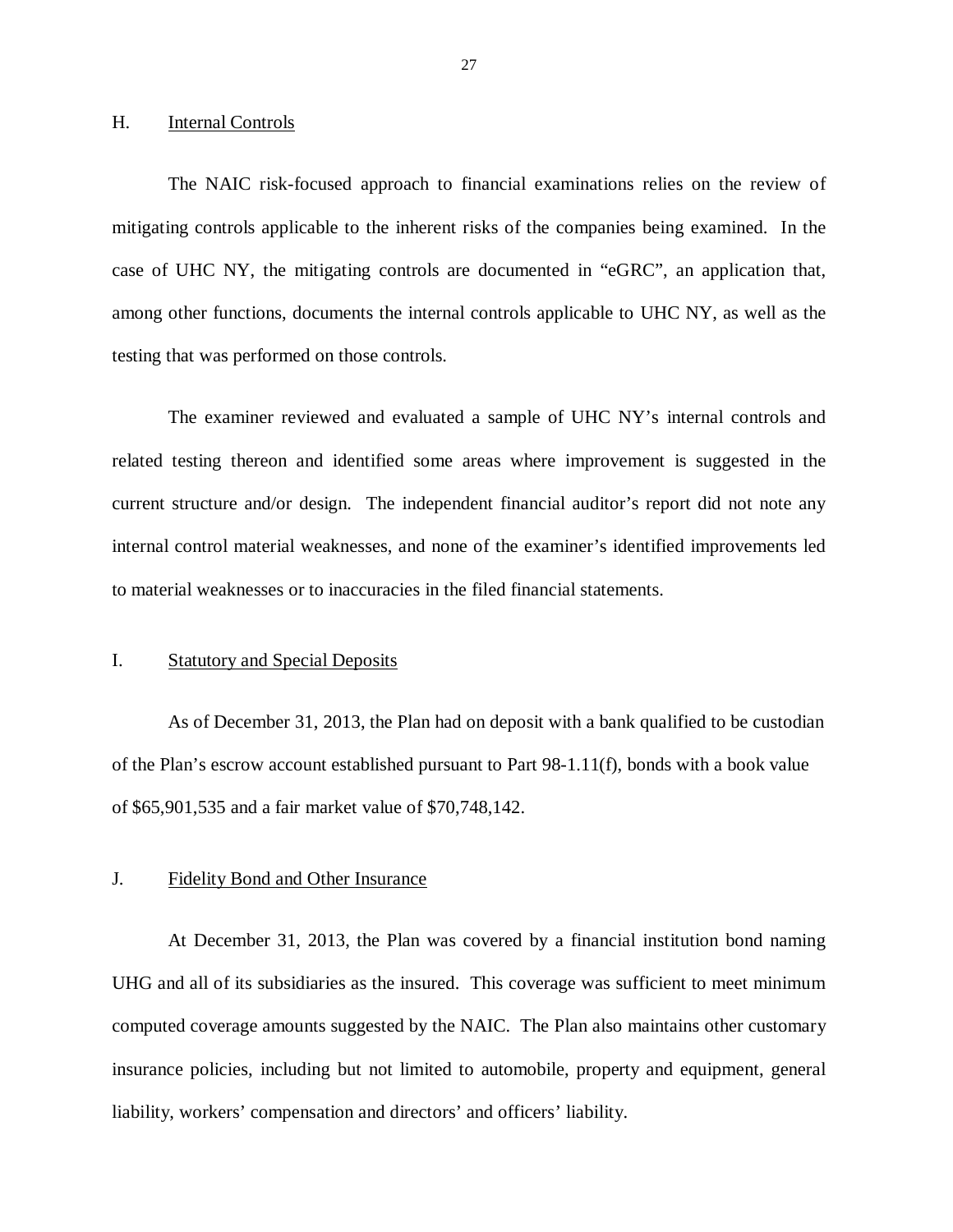## H. Internal Controls

The NAIC risk-focused approach to financial examinations relies on the review of mitigating controls applicable to the inherent risks of the companies being examined. In the case of UHC NY, the mitigating controls are documented in "eGRC", an application that, among other functions, documents the internal controls applicable to UHC NY, as well as the testing that was performed on those controls.

The examiner reviewed and evaluated a sample of UHC NY's internal controls and related testing thereon and identified some areas where improvement is suggested in the current structure and/or design. The independent financial auditor's report did not note any internal control material weaknesses, and none of the examiner's identified improvements led to material weaknesses or to inaccuracies in the filed financial statements.

## I. Statutory and Special Deposits

As of December 31, 2013, the Plan had on deposit with a bank qualified to be custodian of the Plan's escrow account established pursuant to Part 98-1.11(f), bonds with a book value of $65,901,535 and a fair market value of $70,748,142.

## J. Fidelity Bond and Other Insurance

At December 31, 2013, the Plan was covered by a financial institution bond naming UHG and all of its subsidiaries as the insured. This coverage was sufficient to meet minimum computed coverage amounts suggested by the NAIC. The Plan also maintains other customary insurance policies, including but not limited to automobile, property and equipment, general liability, workers' compensation and directors' and officers' liability.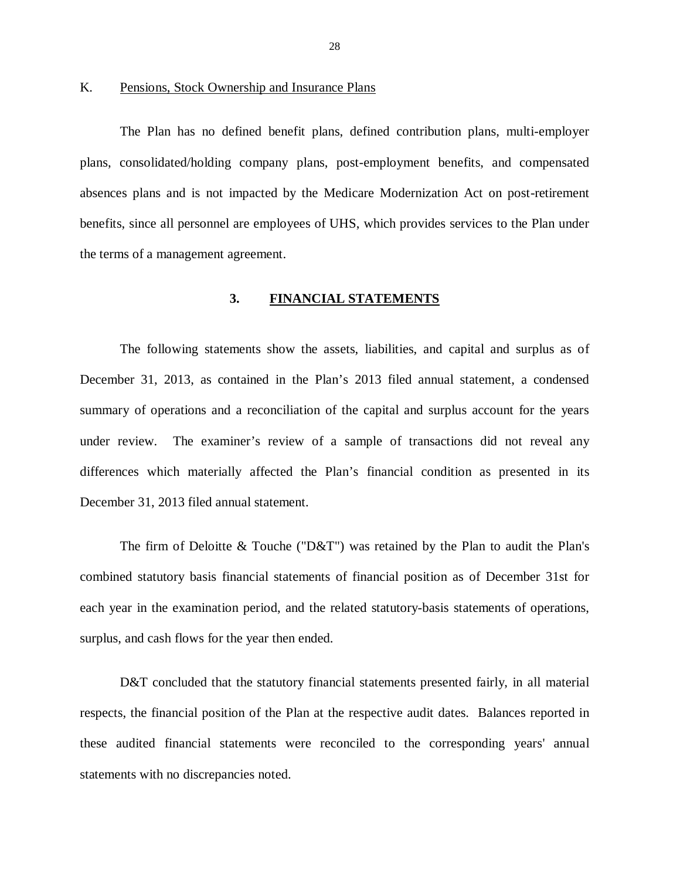K. Pensions, Stock Ownership and Insurance Plans

The Plan has no defined benefit plans, defined contribution plans, multi-employer plans, consolidated/holding company plans, post-employment benefits, and compensated absences plans and is not impacted by the Medicare Modernization Act on post-retirement benefits, since all personnel are employees of UHS, which provides services to the Plan under the terms of a management agreement.

## 3. FINANCIAL STATEMENTS

The following statements show the assets, liabilities, and capital and surplus as of December 31, 2013, as contained in the Plan's 2013 filed annual statement, a condensed summary of operations and a reconciliation of the capital and surplus account for the years under review. The examiner's review of a sample of transactions did not reveal any differences which materially affected the Plan's financial condition as presented in its December 31, 2013 filed annual statement.

The firm of Deloitte & Touche ("D&T") was retained by the Plan to audit the Plan's combined statutory basis financial statements of financial position as of December 31st for each year in the examination period, and the related statutory-basis statements of operations, surplus, and cash flows for the year then ended.

D&T concluded that the statutory financial statements presented fairly, in all material respects, the financial position of the Plan at the respective audit dates. Balances reported in these audited financial statements were reconciled to the corresponding years' annual statements with no discrepancies noted.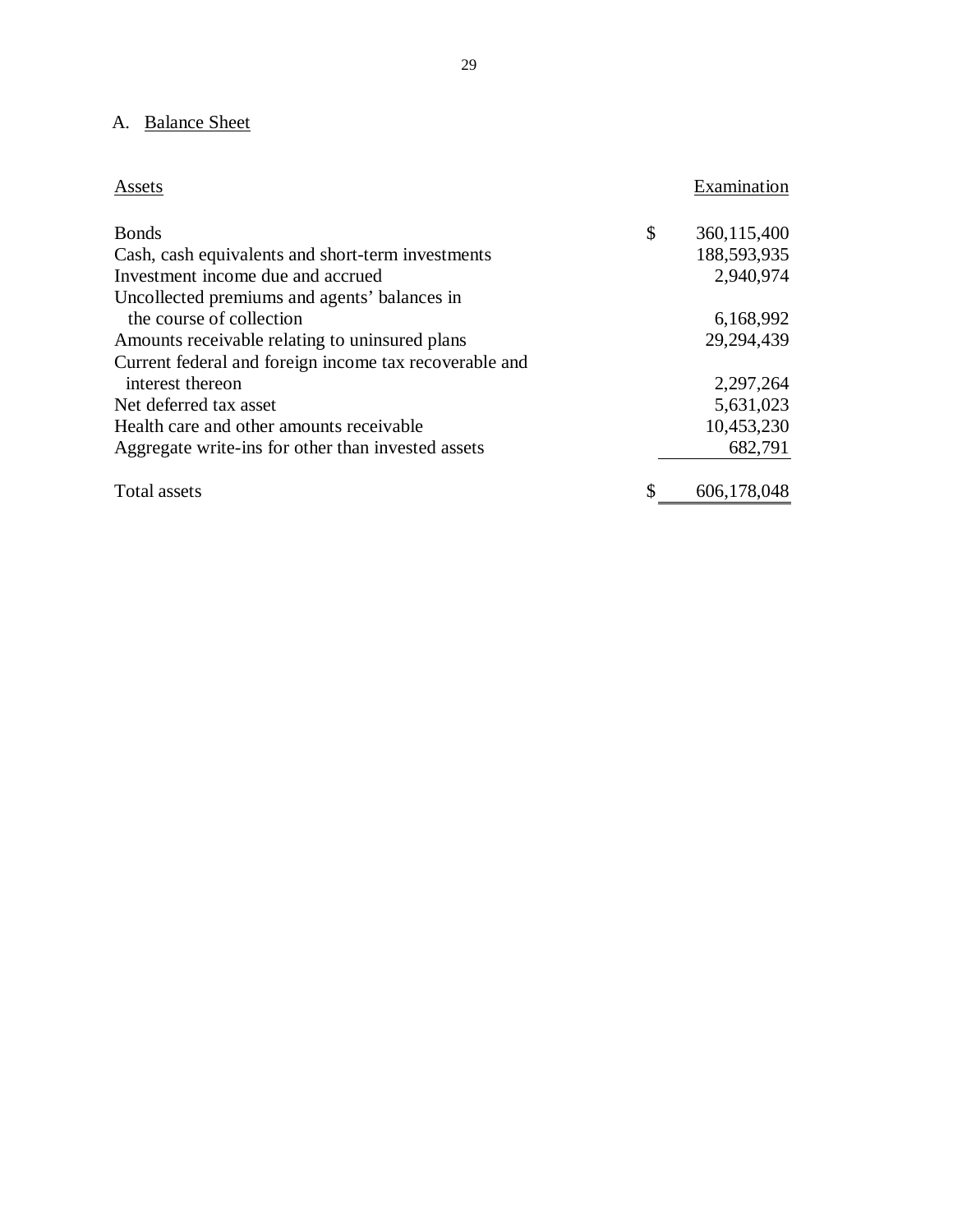## A. Balance Sheet

| Assets | | Examination |
|---|---|---|
| Bonds | $ | 360,115,400 |
| Cash, cash equivalents and short-term investments | | 188,593,935 |
| Investment income due and accrued | | 2,940,974 |
| Uncollected premiums and agents' balances in the course of collection | | 6,168,992 |
| Amounts receivable relating to uninsured plans | | 29,294,439 |
| Current federal and foreign income tax recoverable and interest thereon | | 2,297,264 |
| Net deferred tax asset | | 5,631,023 |
| Health care and other amounts receivable | | 10,453,230 |
| Aggregate write-ins for other than invested assets | | 682,791 |
| Total assets | $ | 606,178,048 |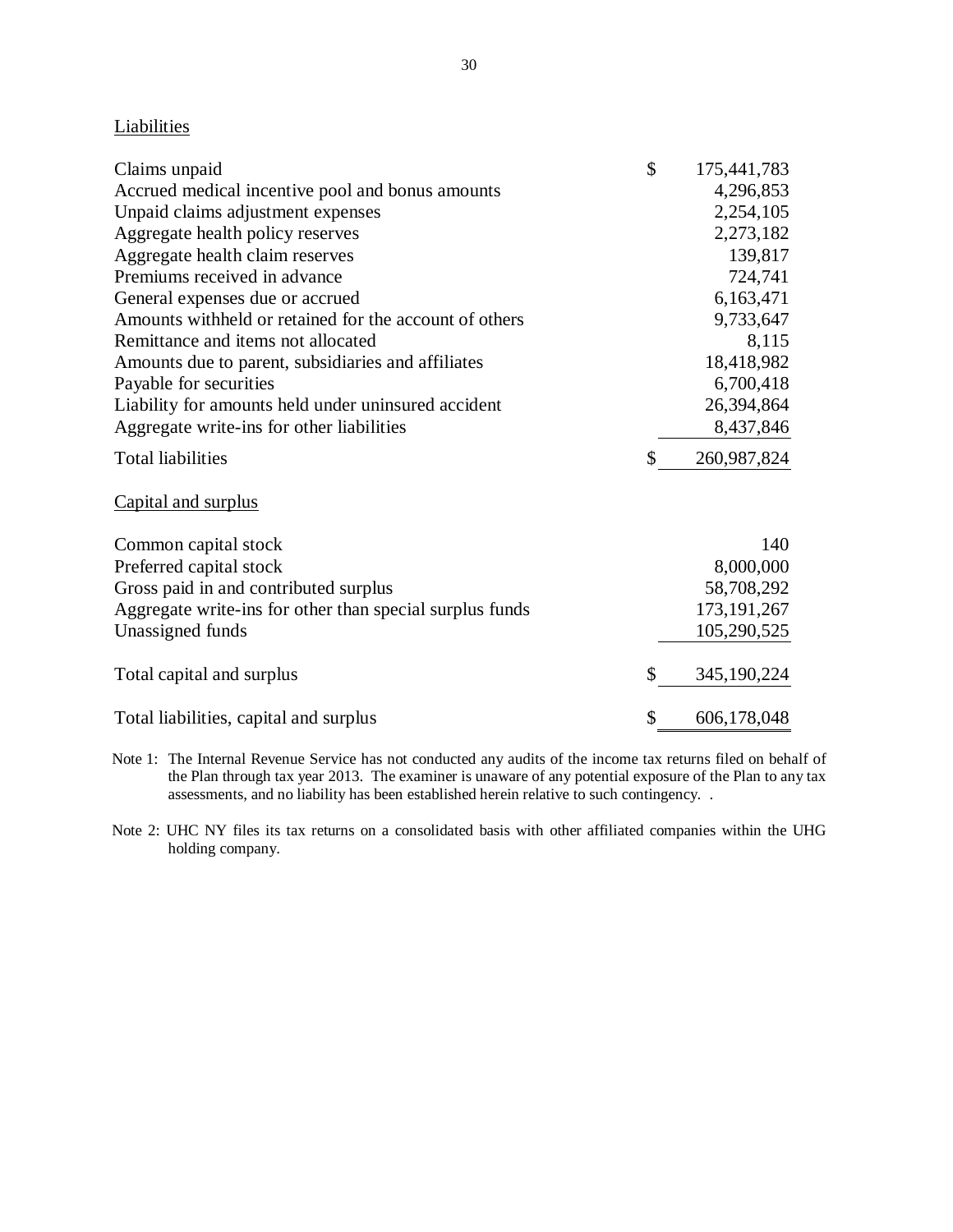Liabilities

| | |
|---|---|
| Claims unpaid | $ 175,441,783 |
| Accrued medical incentive pool and bonus amounts | 4,296,853 |
| Unpaid claims adjustment expenses | 2,254,105 |
| Aggregate health policy reserves | 2,273,182 |
| Aggregate health claim reserves | 139,817 |
| Premiums received in advance | 724,741 |
| General expenses due or accrued | 6,163,471 |
| Amounts withheld or retained for the account of others | 9,733,647 |
| Remittance and items not allocated | 8,115 |
| Amounts due to parent, subsidiaries and affiliates | 18,418,982 |
| Payable for securities | 6,700,418 |
| Liability for amounts held under uninsured accident | 26,394,864 |
| Aggregate write-ins for other liabilities | 8,437,846 |
| Total liabilities | $ 260,987,824 |

Capital and surplus

| | |
|---|---|
| Common capital stock | 140 |
| Preferred capital stock | 8,000,000 |
| Gross paid in and contributed surplus | 58,708,292 |
| Aggregate write-ins for other than special surplus funds | 173,191,267 |
| Unassigned funds | 105,290,525 |
| Total capital and surplus | $ 345,190,224 |
| Total liabilities, capital and surplus | $ 606,178,048 |

Note 1: The Internal Revenue Service has not conducted any audits of the income tax returns filed on behalf of the Plan through tax year 2013. The examiner is unaware of any potential exposure of the Plan to any tax assessments, and no liability has been established herein relative to such contingency. .

Note 2: UHC NY files its tax returns on a consolidated basis with other affiliated companies within the UHG holding company.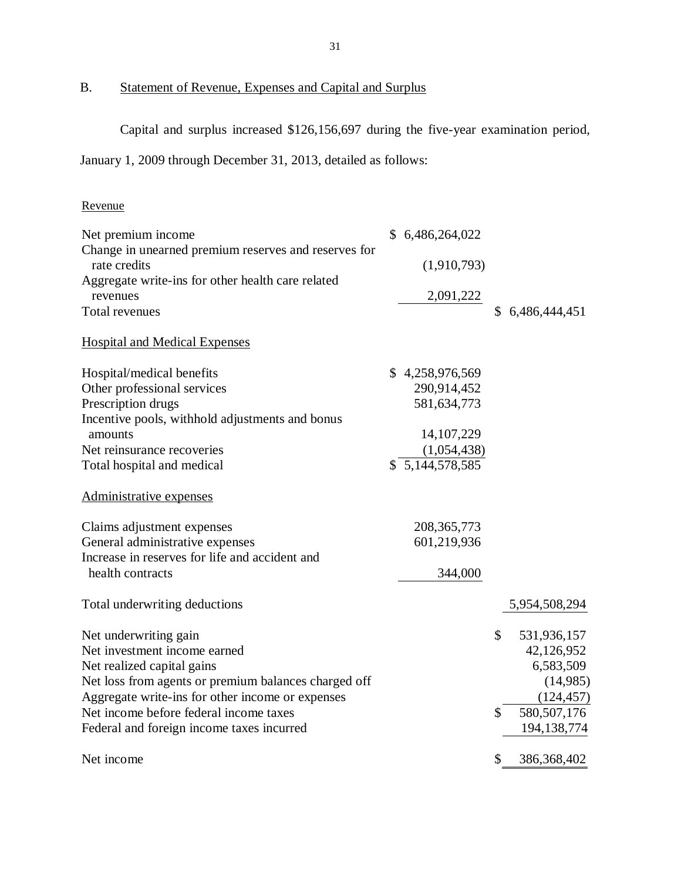## B. Statement of Revenue, Expenses and Capital and Surplus

Capital and surplus increased $126,156,697 during the five-year examination period, January 1, 2009 through December 31, 2013, detailed as follows:

| | | |
|---|---|---|
| Revenue | | |
| Net premium income | $ 6,486,264,022 | |
| Change in unearned premium reserves and reserves for rate credits | (1,910,793) | |
| Aggregate write-ins for other health care related revenues | 2,091,222 | |
| Total revenues | | $ 6,486,444,451 |
| Hospital and Medical Expenses | | |
| Hospital/medical benefits | $ 4,258,976,569 | |
| Other professional services | 290,914,452 | |
| Prescription drugs | 581,634,773 | |
| Incentive pools, withhold adjustments and bonus amounts | 14,107,229 | |
| Net reinsurance recoveries | (1,054,438) | |
| Total hospital and medical | $ 5,144,578,585 | |
| Administrative expenses | | |
| Claims adjustment expenses | 208,365,773 | |
| General administrative expenses | 601,219,936 | |
| Increase in reserves for life and accident and health contracts | 344,000 | |
| Total underwriting deductions | | 5,954,508,294 |
| Net underwriting gain | | $ 531,936,157 |
| Net investment income earned | | 42,126,952 |
| Net realized capital gains | | 6,583,509 |
| Net loss from agents or premium balances charged off | | (14,985) |
| Aggregate write-ins for other income or expenses | | (124,457) |
| Net income before federal income taxes | | $ 580,507,176 |
| Federal and foreign income taxes incurred | | 194,138,774 |
| Net income | | $ 386,368,402 |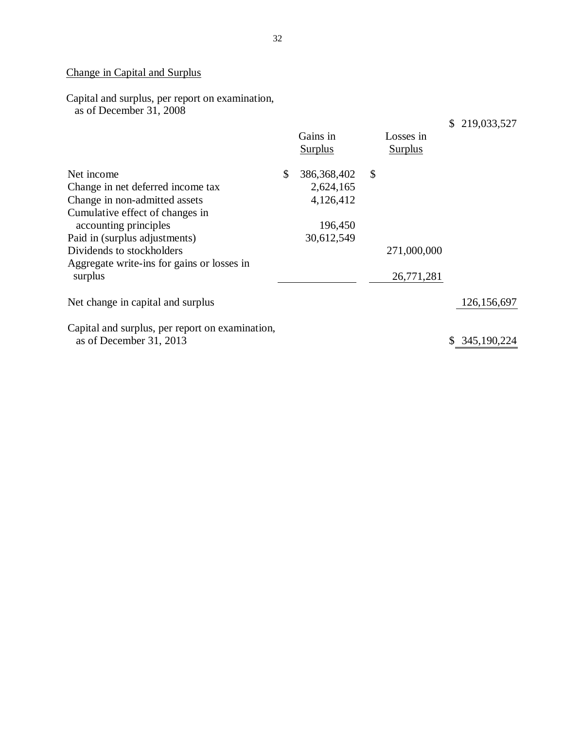Change in Capital and Surplus

| | Gains in Surplus | Losses in Surplus | |
|---|---|---|---|
| Capital and surplus, per report on examination, as of December 31, 2008 | | | $ 219,033,527 |
| Net income | $ 386,368,402 | $ | |
| Change in net deferred income tax | 2,624,165 | | |
| Change in non-admitted assets | 4,126,412 | | |
| Cumulative effect of changes in accounting principles | 196,450 | | |
| Paid in (surplus adjustments) | 30,612,549 | | |
| Dividends to stockholders | | 271,000,000 | |
| Aggregate write-ins for gains or losses in surplus | | 26,771,281 | |
| Net change in capital and surplus | | | 126,156,697 |
| Capital and surplus, per report on examination, as of December 31, 2013 | | | $ 345,190,224 |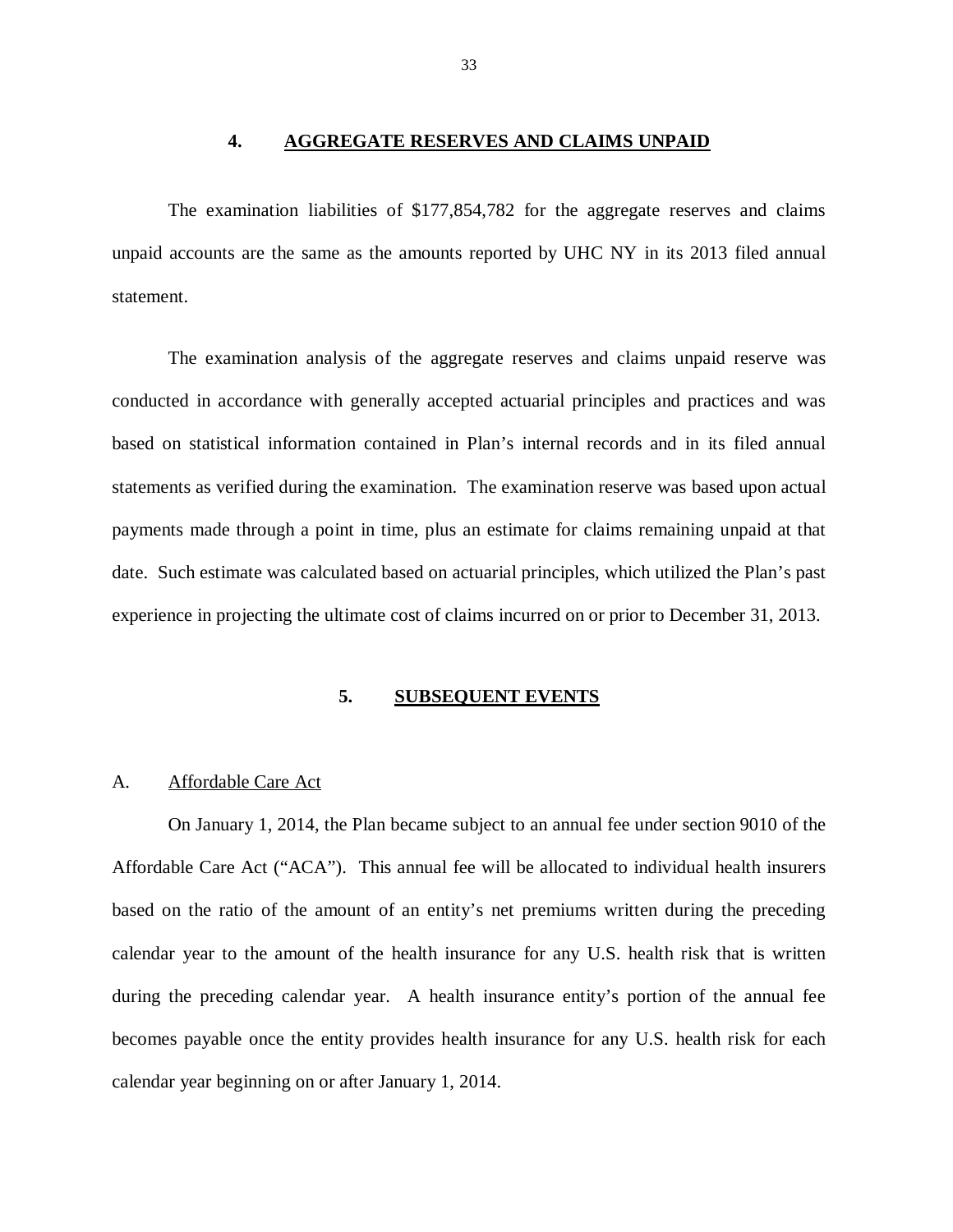## 4. AGGREGATE RESERVES AND CLAIMS UNPAID

The examination liabilities of $177,854,782 for the aggregate reserves and claims unpaid accounts are the same as the amounts reported by UHC NY in its 2013 filed annual statement.

The examination analysis of the aggregate reserves and claims unpaid reserve was conducted in accordance with generally accepted actuarial principles and practices and was based on statistical information contained in Plan's internal records and in its filed annual statements as verified during the examination. The examination reserve was based upon actual payments made through a point in time, plus an estimate for claims remaining unpaid at that date. Such estimate was calculated based on actuarial principles, which utilized the Plan's past experience in projecting the ultimate cost of claims incurred on or prior to December 31, 2013.

## 5. SUBSEQUENT EVENTS

### A. Affordable Care Act

On January 1, 2014, the Plan became subject to an annual fee under section 9010 of the Affordable Care Act ("ACA"). This annual fee will be allocated to individual health insurers based on the ratio of the amount of an entity's net premiums written during the preceding calendar year to the amount of the health insurance for any U.S. health risk that is written during the preceding calendar year. A health insurance entity's portion of the annual fee becomes payable once the entity provides health insurance for any U.S. health risk for each calendar year beginning on or after January 1, 2014.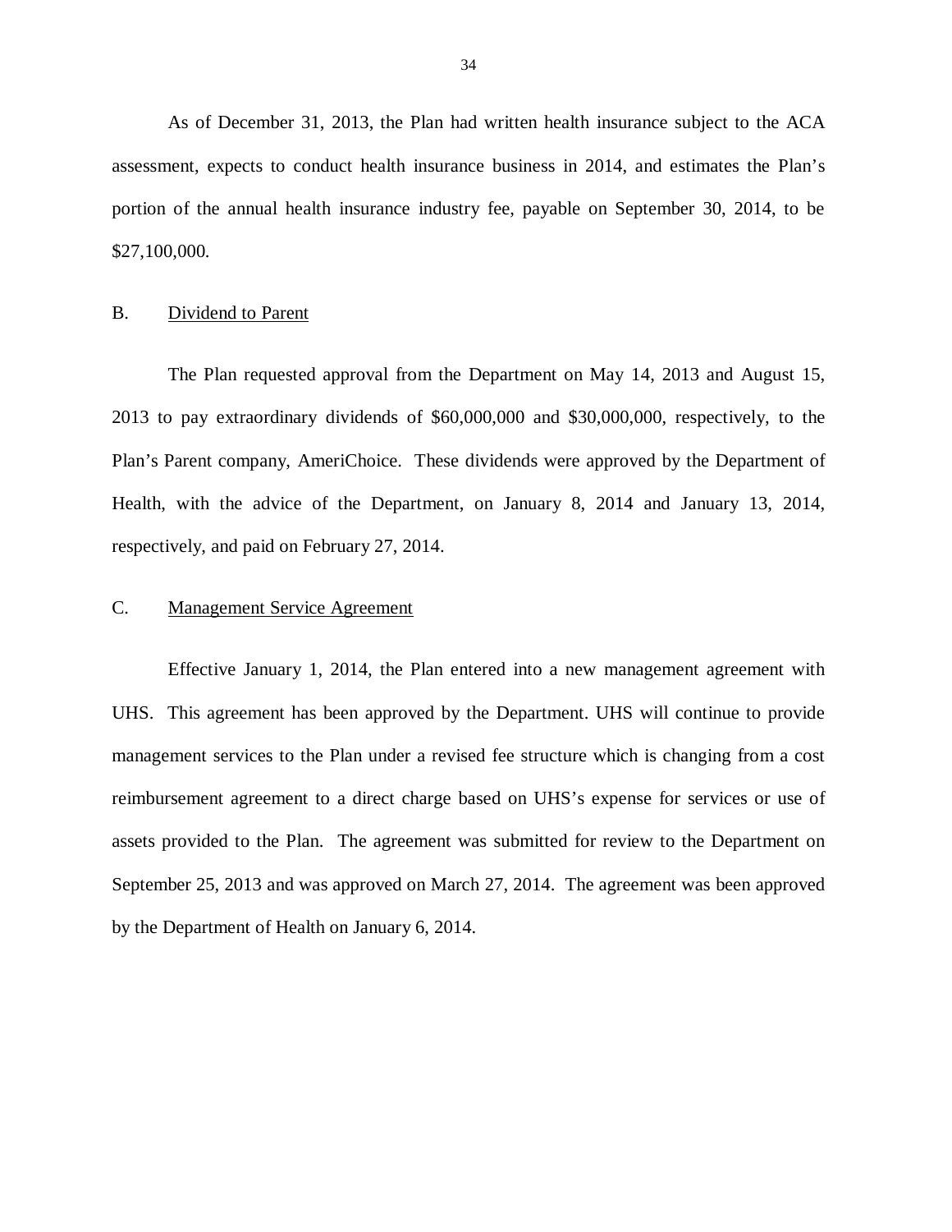As of December 31, 2013, the Plan had written health insurance subject to the ACA assessment, expects to conduct health insurance business in 2014, and estimates the Plan's portion of the annual health insurance industry fee, payable on September 30, 2014, to be $27,100,000.

## B. Dividend to Parent

The Plan requested approval from the Department on May 14, 2013 and August 15, 2013 to pay extraordinary dividends of $60,000,000 and $30,000,000, respectively, to the Plan's Parent company, AmeriChoice. These dividends were approved by the Department of Health, with the advice of the Department, on January 8, 2014 and January 13, 2014, respectively, and paid on February 27, 2014.

## C. Management Service Agreement

Effective January 1, 2014, the Plan entered into a new management agreement with UHS. This agreement has been approved by the Department. UHS will continue to provide management services to the Plan under a revised fee structure which is changing from a cost reimbursement agreement to a direct charge based on UHS's expense for services or use of assets provided to the Plan. The agreement was submitted for review to the Department on September 25, 2013 and was approved on March 27, 2014. The agreement was been approved by the Department of Health on January 6, 2014.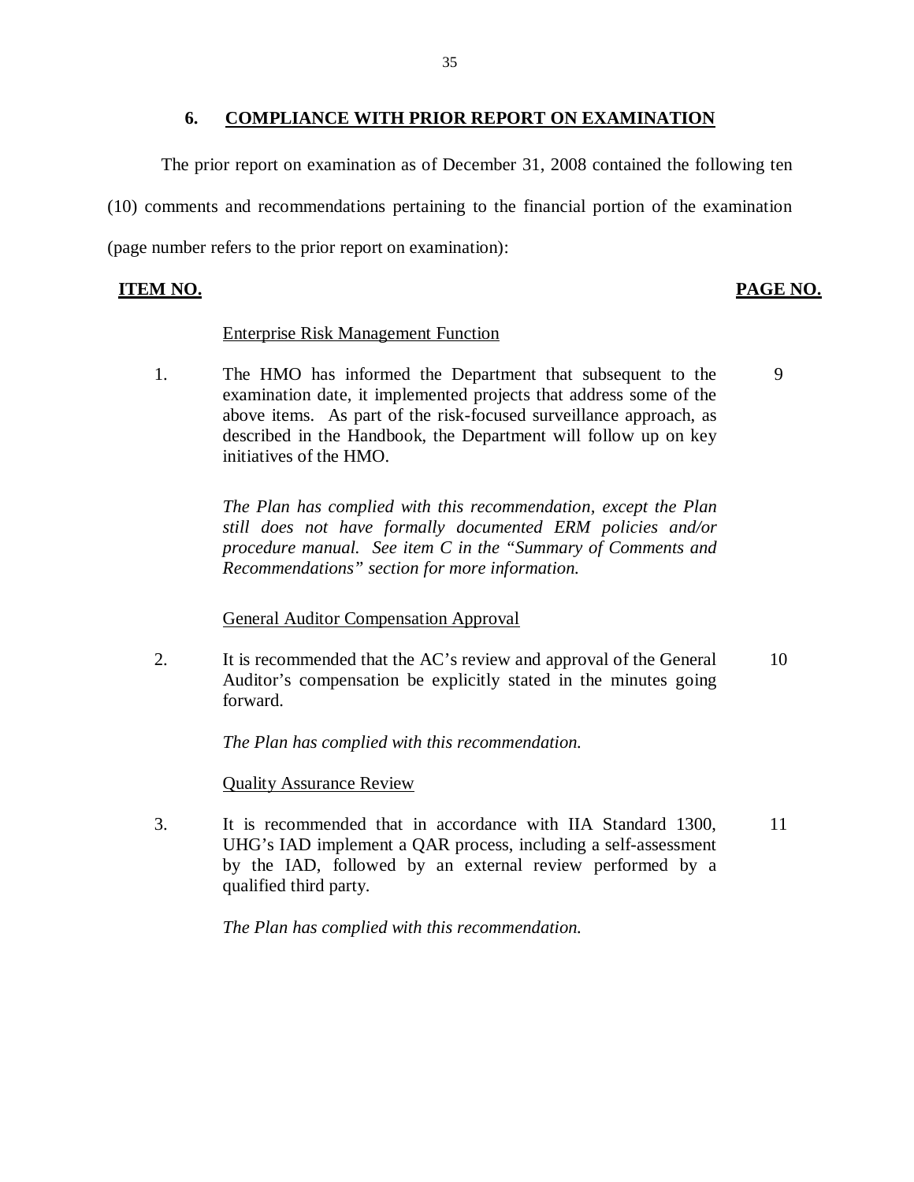## 6. COMPLIANCE WITH PRIOR REPORT ON EXAMINATION

The prior report on examination as of December 31, 2008 contained the following ten (10) comments and recommendations pertaining to the financial portion of the examination (page number refers to the prior report on examination):

| ITEM NO. | | PAGE NO. |
|---|---|---|
| | Enterprise Risk Management Function | |
| 1. | The HMO has informed the Department that subsequent to the examination date, it implemented projects that address some of the above items. As part of the risk-focused surveillance approach, as described in the Handbook, the Department will follow up on key initiatives of the HMO. | 9 |
| | *The Plan has complied with this recommendation, except the Plan still does not have formally documented ERM policies and/or procedure manual. See item C in the "Summary of Comments and Recommendations" section for more information.* | |
| | General Auditor Compensation Approval | |
| 2. | It is recommended that the AC's review and approval of the General Auditor's compensation be explicitly stated in the minutes going forward. | 10 |
| | *The Plan has complied with this recommendation.* | |
| | Quality Assurance Review | |
| 3. | It is recommended that in accordance with IIA Standard 1300, UHG's IAD implement a QAR process, including a self-assessment by the IAD, followed by an external review performed by a qualified third party. | 11 |
| | *The Plan has complied with this recommendation.* | |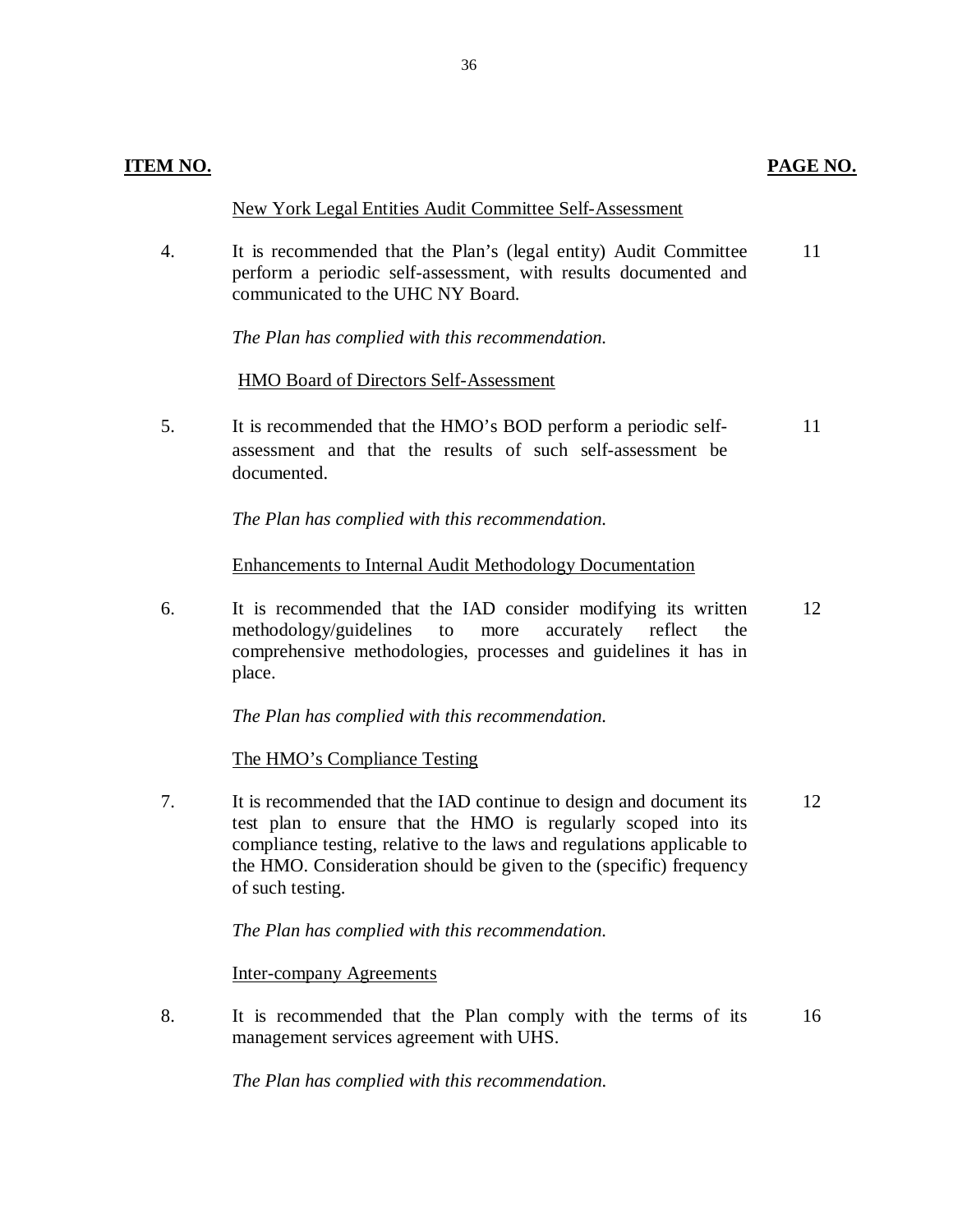| ITEM NO. | | PAGE NO. |
|---|---|---|
| | New York Legal Entities Audit Committee Self-Assessment | |
| 4. | It is recommended that the Plan's (legal entity) Audit Committee perform a periodic self-assessment, with results documented and communicated to the UHC NY Board.<br><br>*The Plan has complied with this recommendation.* | 11 |
| | HMO Board of Directors Self-Assessment | |
| 5. | It is recommended that the HMO's BOD perform a periodic self-assessment and that the results of such self-assessment be documented.<br><br>*The Plan has complied with this recommendation.* | 11 |
| | Enhancements to Internal Audit Methodology Documentation | |
| 6. | It is recommended that the IAD consider modifying its written methodology/guidelines to more accurately reflect the comprehensive methodologies, processes and guidelines it has in place.<br><br>*The Plan has complied with this recommendation.* | 12 |
| | The HMO's Compliance Testing | |
| 7. | It is recommended that the IAD continue to design and document its test plan to ensure that the HMO is regularly scoped into its compliance testing, relative to the laws and regulations applicable to the HMO. Consideration should be given to the (specific) frequency of such testing.<br><br>*The Plan has complied with this recommendation.* | 12 |
| | Inter-company Agreements | |
| 8. | It is recommended that the Plan comply with the terms of its management services agreement with UHS.<br><br>*The Plan has complied with this recommendation.* | 16 |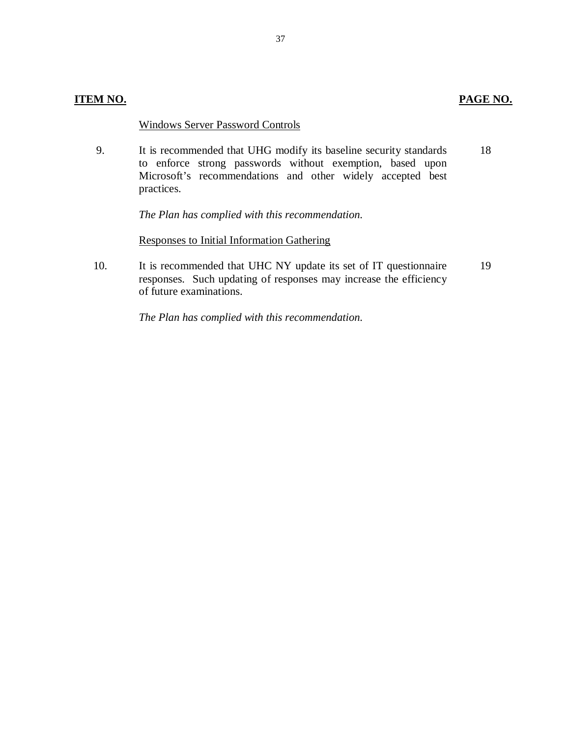| ITEM NO. | | PAGE NO. |
|---|---|---|
| | Windows Server Password Controls | |
| 9. | It is recommended that UHG modify its baseline security standards to enforce strong passwords without exemption, based upon Microsoft's recommendations and other widely accepted best practices. | 18 |
| | *The Plan has complied with this recommendation.* | |
| | Responses to Initial Information Gathering | |
| 10. | It is recommended that UHC NY update its set of IT questionnaire responses. Such updating of responses may increase the efficiency of future examinations. | 19 |
| | *The Plan has complied with this recommendation.* | |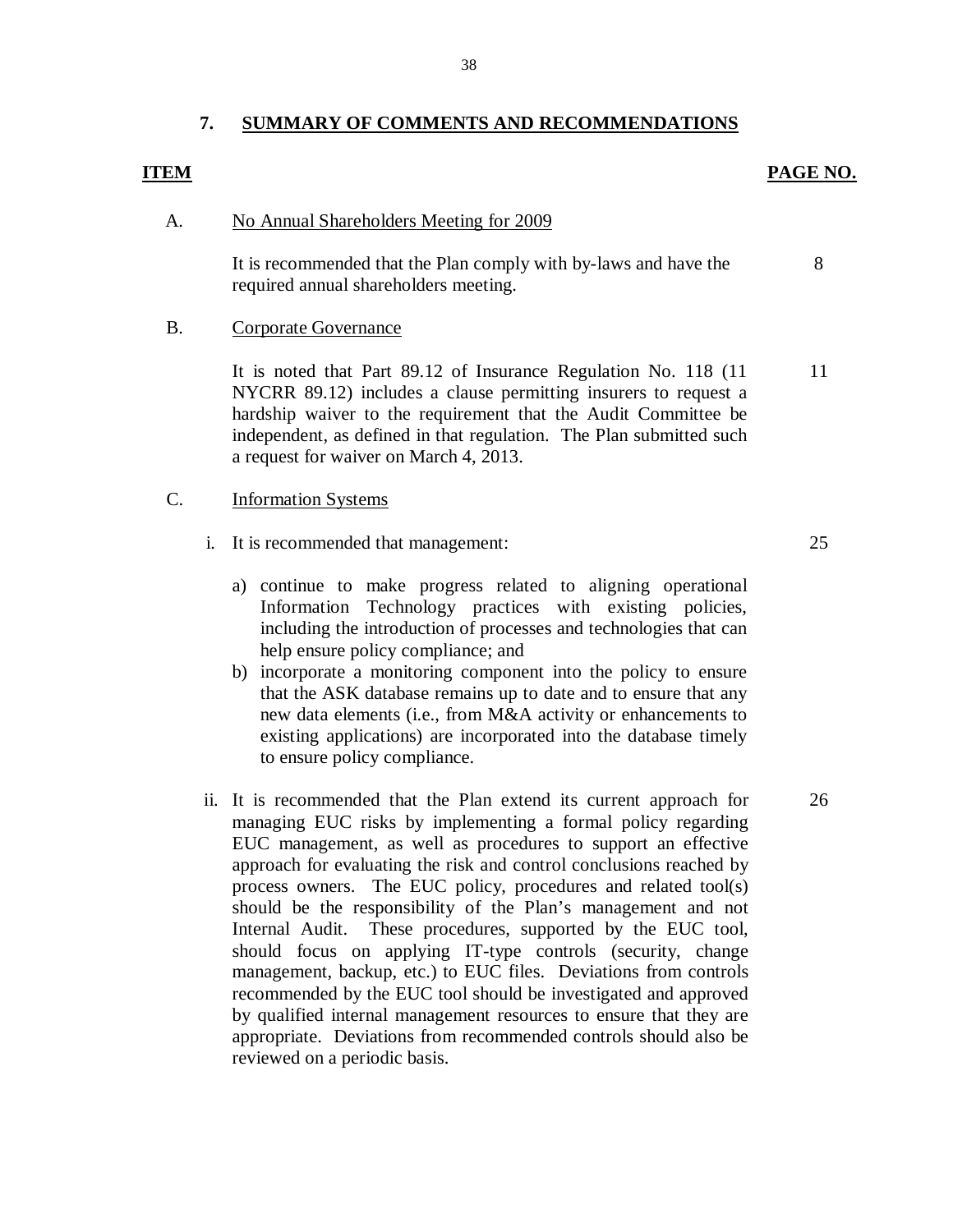## 7. SUMMARY OF COMMENTS AND RECOMMENDATIONS

| ITEM | | PAGE NO. |
|---|---|---|
| A. | No Annual Shareholders Meeting for 2009 | |
| | It is recommended that the Plan comply with by-laws and have the required annual shareholders meeting. | 8 |
| B. | Corporate Governance | |
| | It is noted that Part 89.12 of Insurance Regulation No. 118 (11 NYCRR 89.12) includes a clause permitting insurers to request a hardship waiver to the requirement that the Audit Committee be independent, as defined in that regulation. The Plan submitted such a request for waiver on March 4, 2013. | 11 |
| C. | Information Systems | |
| | i. It is recommended that management:<br><br>a) continue to make progress related to aligning operational Information Technology practices with existing policies, including the introduction of processes and technologies that can help ensure policy compliance; and<br>b) incorporate a monitoring component into the policy to ensure that the ASK database remains up to date and to ensure that any new data elements (i.e., from M&A activity or enhancements to existing applications) are incorporated into the database timely to ensure policy compliance. | 25 |
| | ii. It is recommended that the Plan extend its current approach for managing EUC risks by implementing a formal policy regarding EUC management, as well as procedures to support an effective approach for evaluating the risk and control conclusions reached by process owners. The EUC policy, procedures and related tool(s) should be the responsibility of the Plan's management and not Internal Audit. These procedures, supported by the EUC tool, should focus on applying IT-type controls (security, change management, backup, etc.) to EUC files. Deviations from controls recommended by the EUC tool should be investigated and approved by qualified internal management resources to ensure that they are appropriate. Deviations from recommended controls should also be reviewed on a periodic basis. | 26 |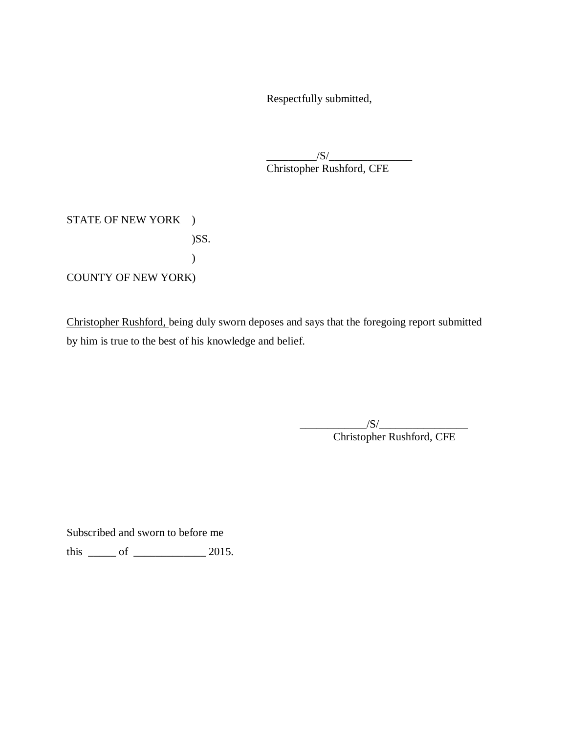Respectfully submitted,

_________/S/_______________
Christopher Rushford, CFE

STATE OF NEW YORK )
)SS.
)
COUNTY OF NEW YORK)

Christopher Rushford, being duly sworn deposes and says that the foregoing report submitted by him is true to the best of his knowledge and belief.

____________/S/________________
Christopher Rushford, CFE

Subscribed and sworn to before me
this _____ of _____________ 2015.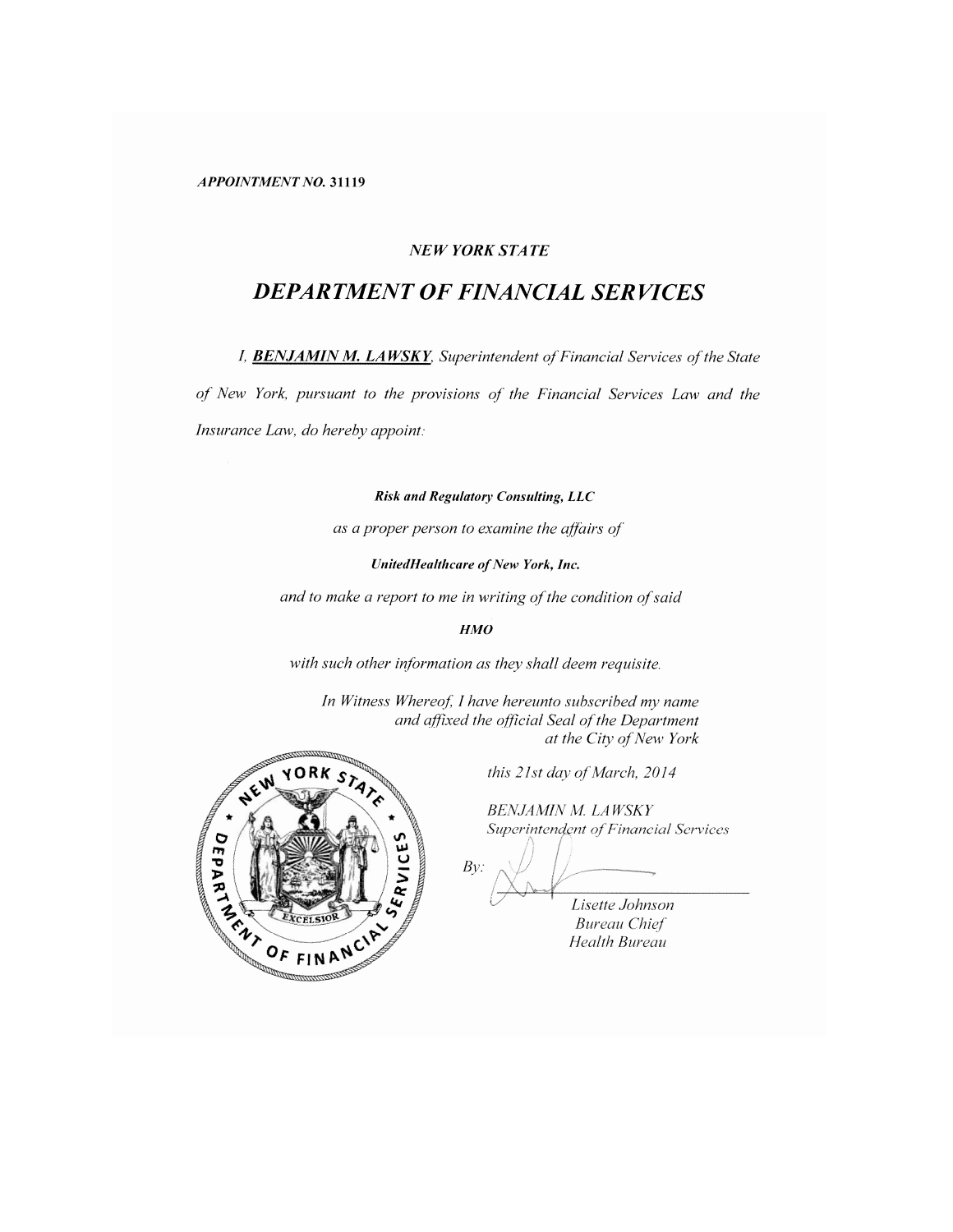*APPOINTMENT NO.* 31119

*NEW YORK STATE*

# *DEPARTMENT OF FINANCIAL SERVICES*

*I,* ***BENJAMIN M. LAWSKY****, Superintendent of Financial Services of the State of New York, pursuant to the provisions of the Financial Services Law and the Insurance Law, do hereby appoint:*

***Risk and Regulatory Consulting, LLC***

*as a proper person to examine the affairs of*

***UnitedHealthcare of New York, Inc.***

*and to make a report to me in writing of the condition of said*

***HMO***

*with such other information as they shall deem requisite.*

*In Witness Whereof, I have hereunto subscribed my name and affixed the official Seal of the Department at the City of New York*

*this 21st day of March, 2014*

*BENJAMIN M. LAWSKY*
*Superintendent of Financial Services*

*By:*

*Lisette Johnson*
*Bureau Chief*
*Health Bureau*